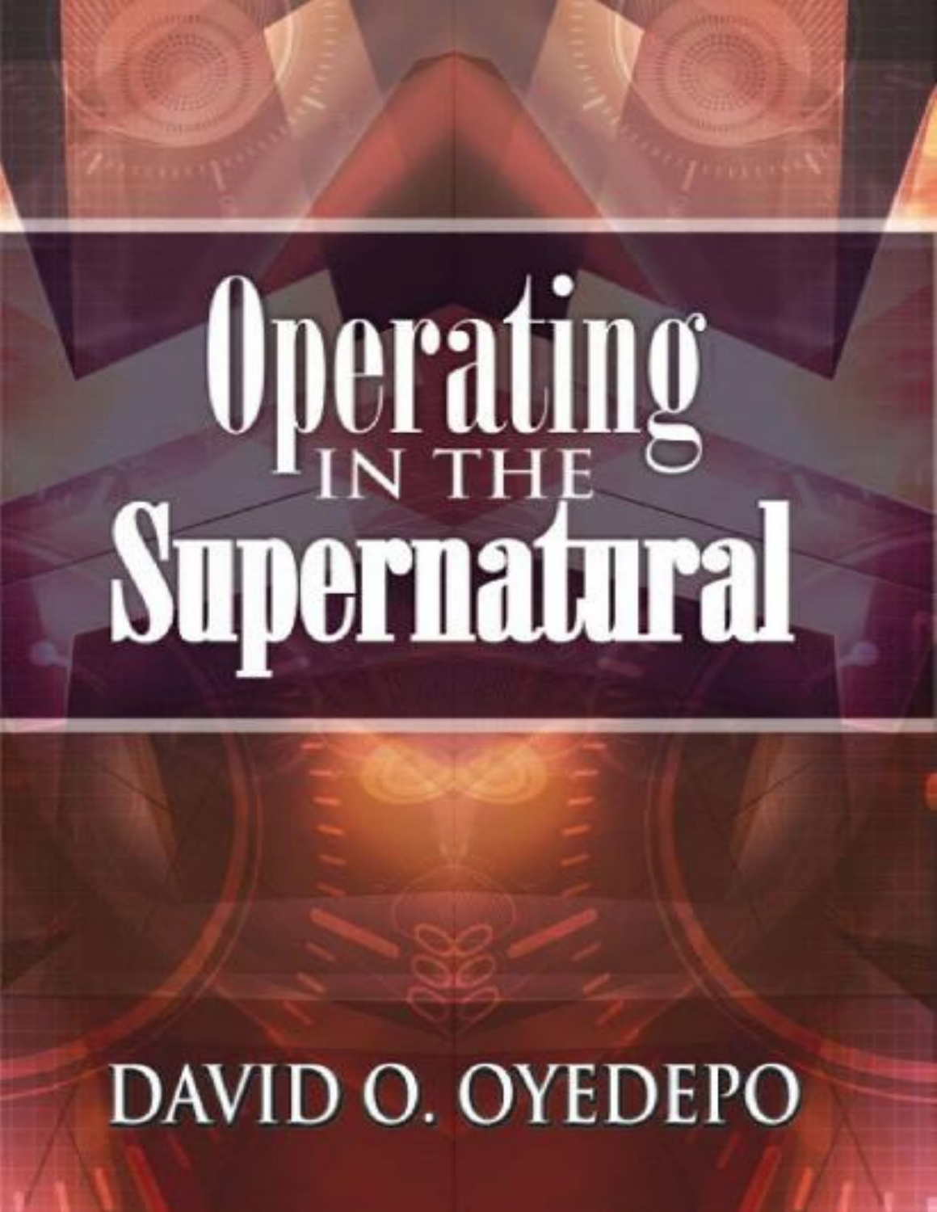# Operating IN THE Supernatural

DAVID O. OYEDEPO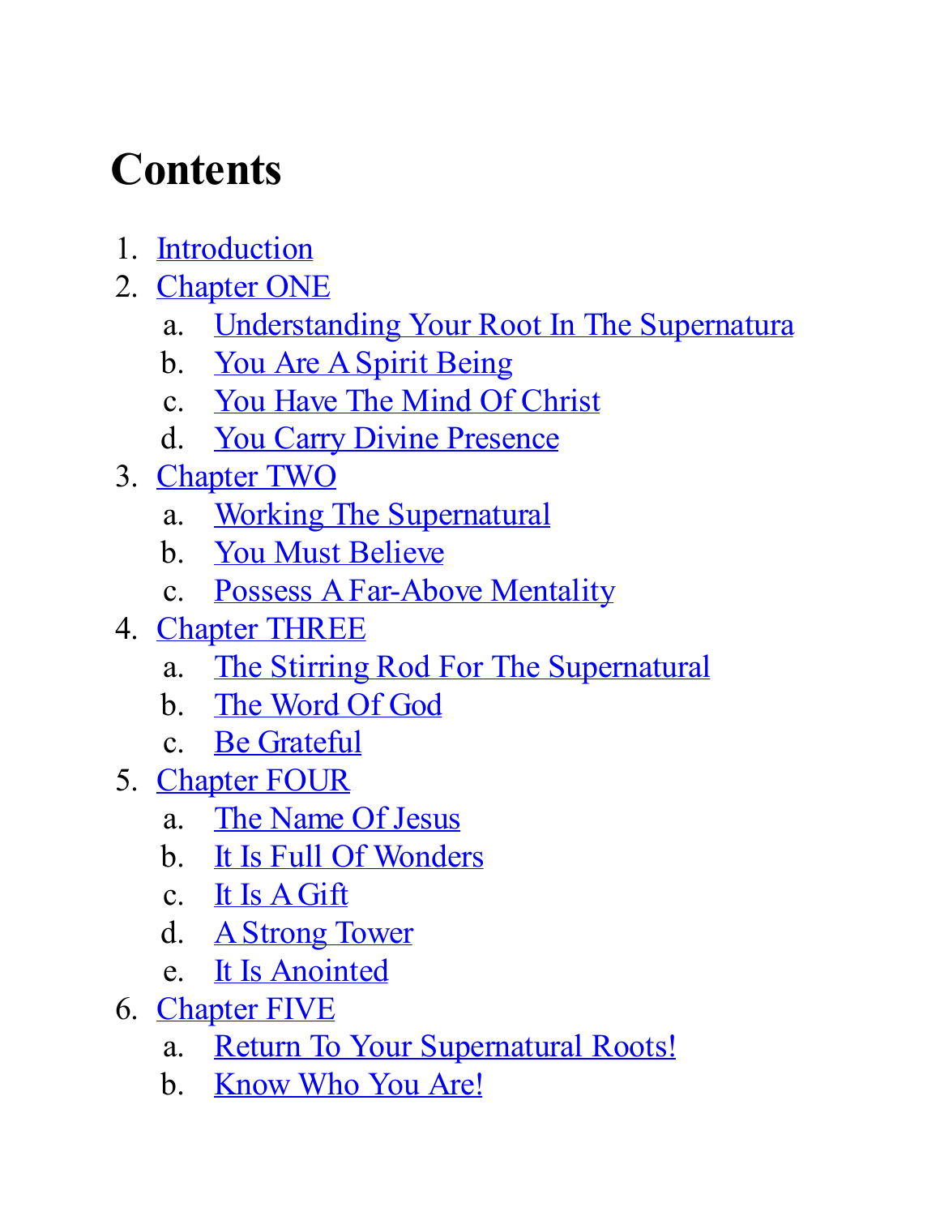# Contents

1. Introduction
2. Chapter ONE
   a. Understanding Your Root In The Supernatura
   b. You Are A Spirit Being
   c. You Have The Mind Of Christ
   d. You Carry Divine Presence
3. Chapter TWO
   a. Working The Supernatural
   b. You Must Believe
   c. Possess A Far-Above Mentality
4. Chapter THREE
   a. The Stirring Rod For The Supernatural
   b. The Word Of God
   c. Be Grateful
5. Chapter FOUR
   a. The Name Of Jesus
   b. It Is Full Of Wonders
   c. It Is A Gift
   d. A Strong Tower
   e. It Is Anointed
6. Chapter FIVE
   a. Return To Your Supernatural Roots!
   b. Know Who You Are!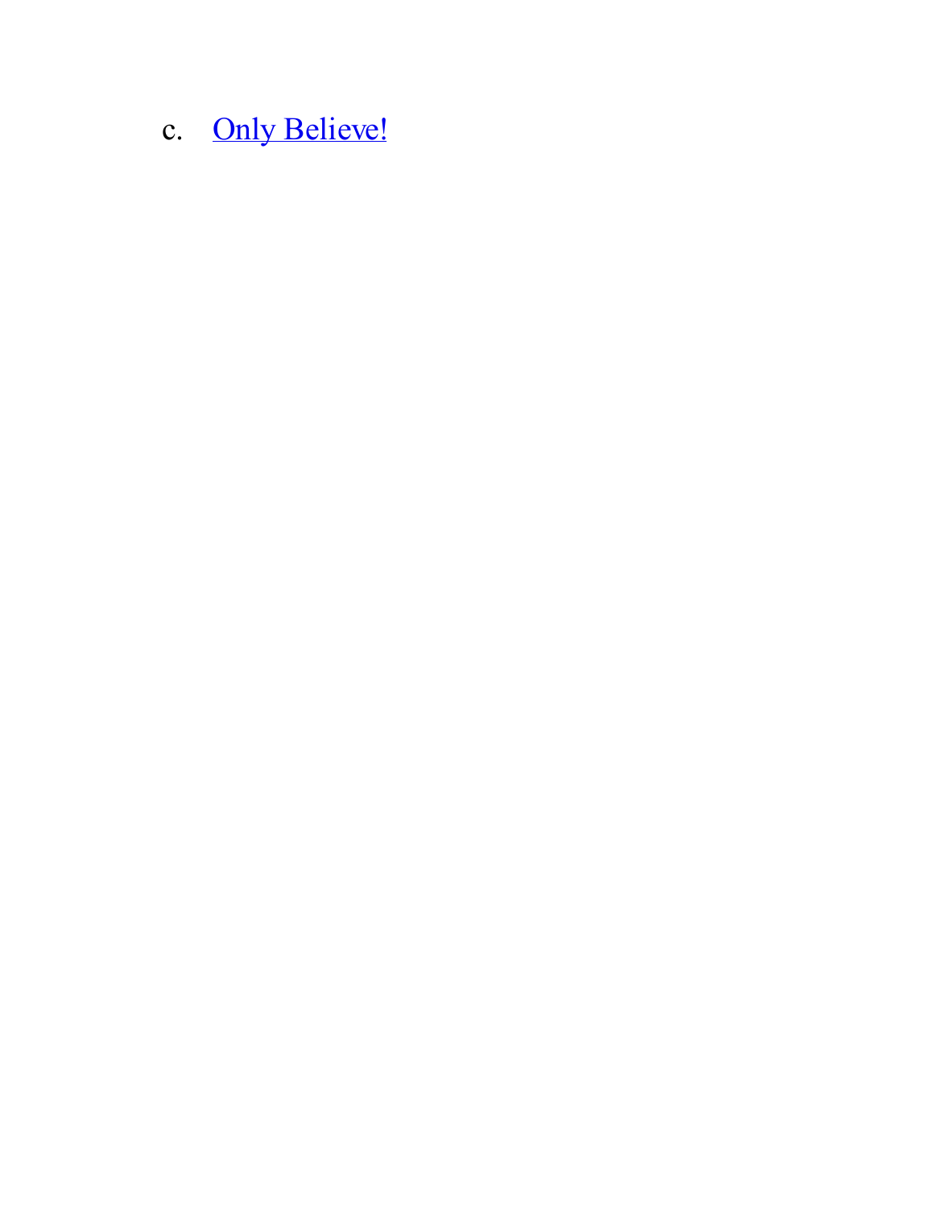c. Only Believe!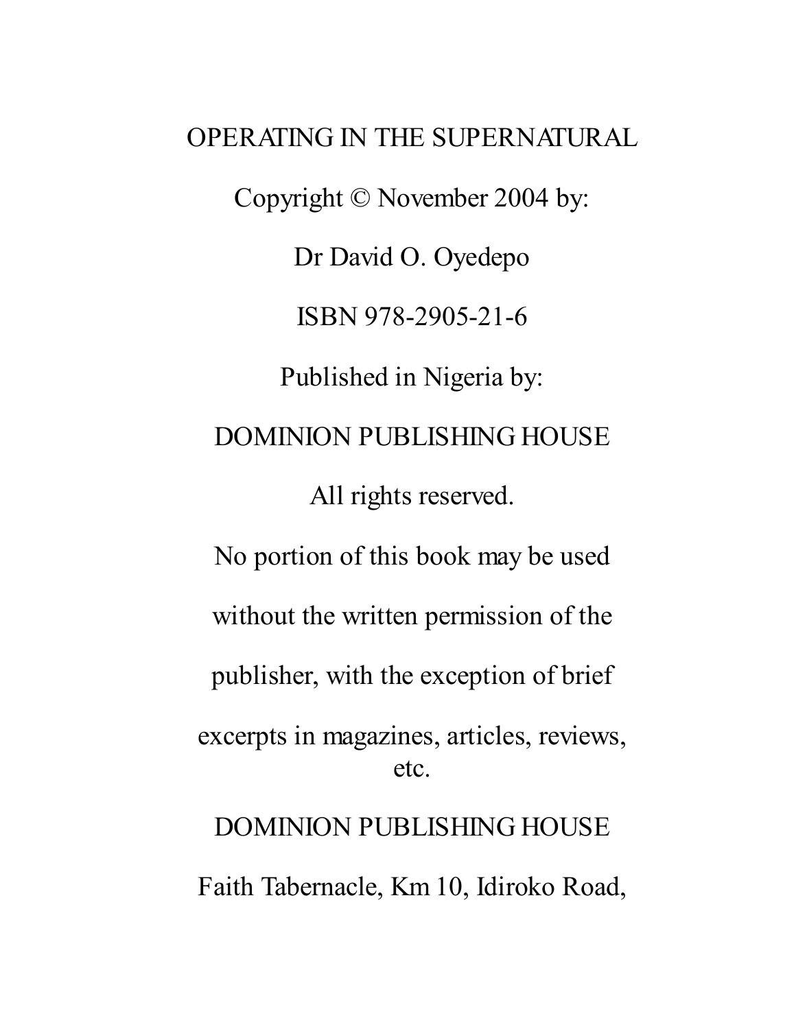OPERATING IN THE SUPERNATURAL

Copyright © November 2004 by:

Dr David O. Oyedepo

ISBN 978-2905-21-6

Published in Nigeria by:

DOMINION PUBLISHING HOUSE

All rights reserved.

No portion of this book may be used without the written permission of the publisher, with the exception of brief excerpts in magazines, articles, reviews, etc.

DOMINION PUBLISHING HOUSE

Faith Tabernacle, Km 10, Idiroko Road,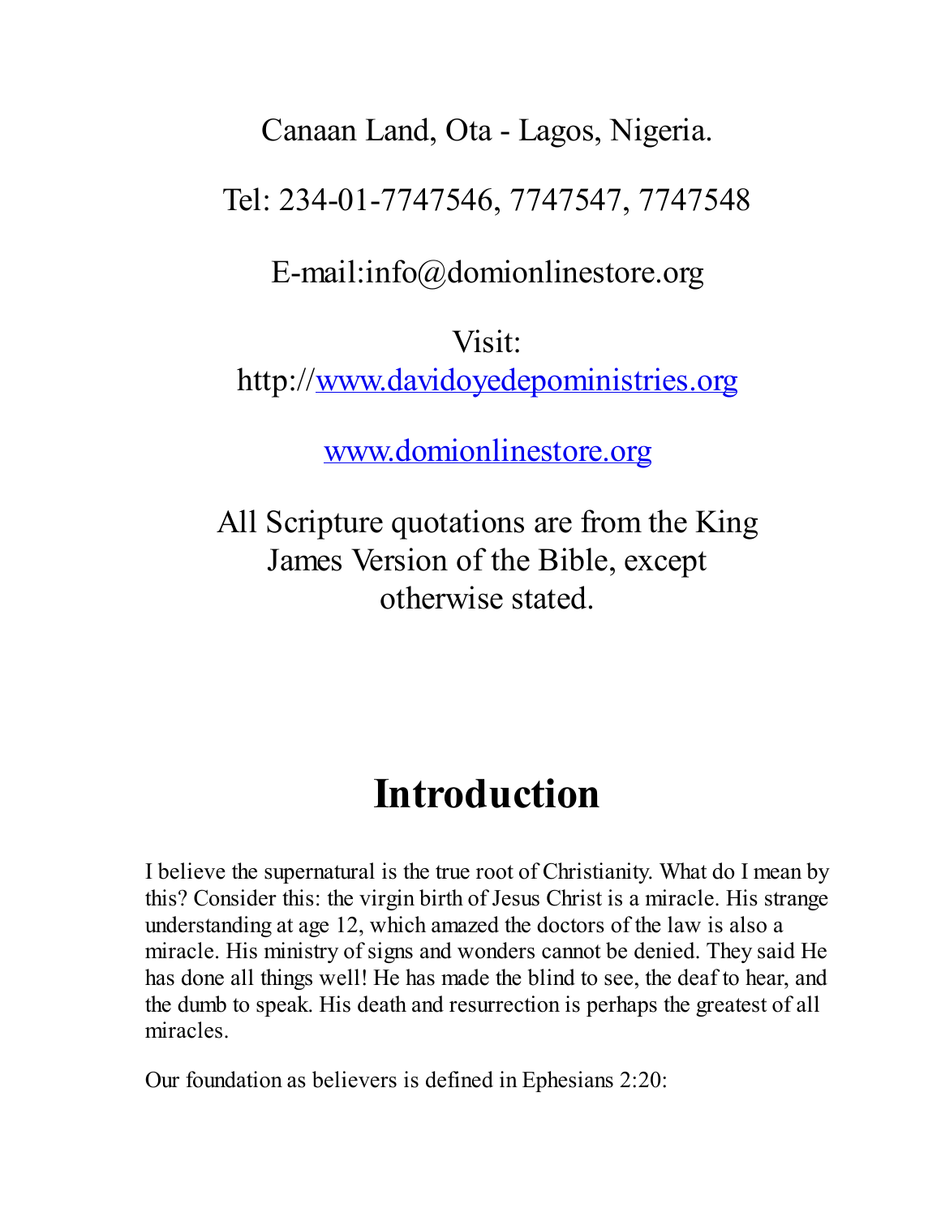Canaan Land, Ota - Lagos, Nigeria.

Tel: 234-01-7747546, 7747547, 7747548

E-mail:info@domionlinestore.org

Visit: http://www.davidoyedepoministries.org

www.domionlinestore.org

All Scripture quotations are from the King James Version of the Bible, except otherwise stated.

# Introduction

I believe the supernatural is the true root of Christianity. What do I mean by this? Consider this: the virgin birth of Jesus Christ is a miracle. His strange understanding at age 12, which amazed the doctors of the law is also a miracle. His ministry of signs and wonders cannot be denied. They said He has done all things well! He has made the blind to see, the deaf to hear, and the dumb to speak. His death and resurrection is perhaps the greatest of all miracles.

Our foundation as believers is defined in Ephesians 2:20: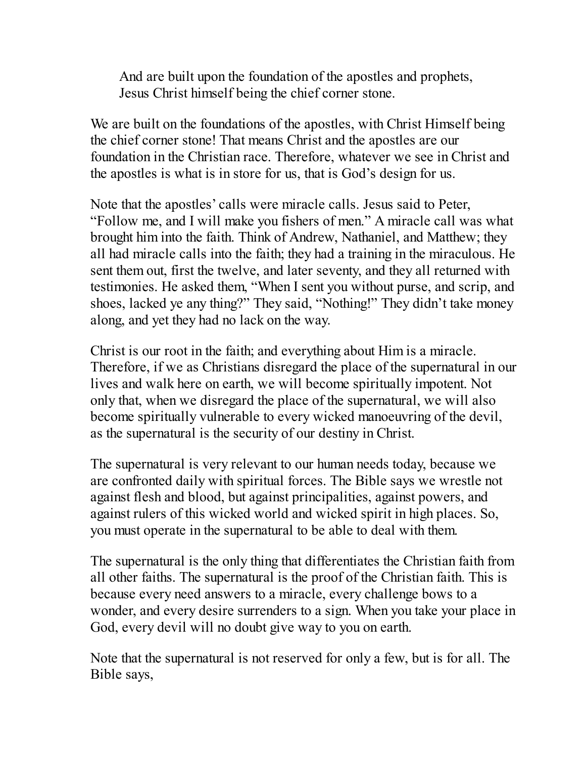> And are built upon the foundation of the apostles and prophets, Jesus Christ himself being the chief corner stone.

We are built on the foundations of the apostles, with Christ Himself being the chief corner stone! That means Christ and the apostles are our foundation in the Christian race. Therefore, whatever we see in Christ and the apostles is what is in store for us, that is God's design for us.

Note that the apostles' calls were miracle calls. Jesus said to Peter, "Follow me, and I will make you fishers of men." A miracle call was what brought him into the faith. Think of Andrew, Nathaniel, and Matthew; they all had miracle calls into the faith; they had a training in the miraculous. He sent them out, first the twelve, and later seventy, and they all returned with testimonies. He asked them, "When I sent you without purse, and scrip, and shoes, lacked ye any thing?" They said, "Nothing!" They didn't take money along, and yet they had no lack on the way.

Christ is our root in the faith; and everything about Him is a miracle. Therefore, if we as Christians disregard the place of the supernatural in our lives and walk here on earth, we will become spiritually impotent. Not only that, when we disregard the place of the supernatural, we will also become spiritually vulnerable to every wicked manoeuvring of the devil, as the supernatural is the security of our destiny in Christ.

The supernatural is very relevant to our human needs today, because we are confronted daily with spiritual forces. The Bible says we wrestle not against flesh and blood, but against principalities, against powers, and against rulers of this wicked world and wicked spirit in high places. So, you must operate in the supernatural to be able to deal with them.

The supernatural is the only thing that differentiates the Christian faith from all other faiths. The supernatural is the proof of the Christian faith. This is because every need answers to a miracle, every challenge bows to a wonder, and every desire surrenders to a sign. When you take your place in God, every devil will no doubt give way to you on earth.

Note that the supernatural is not reserved for only a few, but is for all. The Bible says,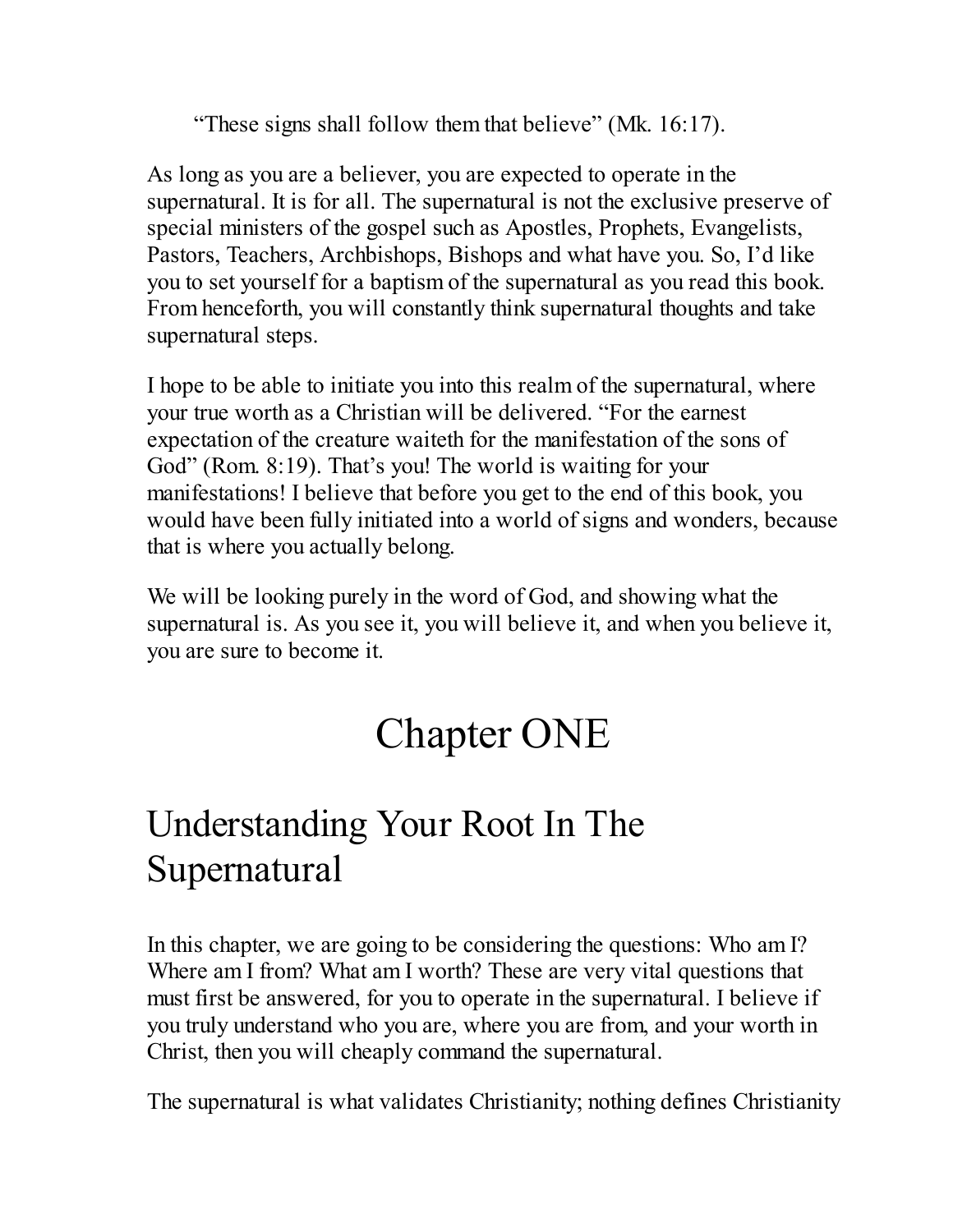"These signs shall follow them that believe" (Mk. 16:17).

As long as you are a believer, you are expected to operate in the supernatural. It is for all. The supernatural is not the exclusive preserve of special ministers of the gospel such as Apostles, Prophets, Evangelists, Pastors, Teachers, Archbishops, Bishops and what have you. So, I'd like you to set yourself for a baptism of the supernatural as you read this book. From henceforth, you will constantly think supernatural thoughts and take supernatural steps.

I hope to be able to initiate you into this realm of the supernatural, where your true worth as a Christian will be delivered. "For the earnest expectation of the creature waiteth for the manifestation of the sons of God" (Rom. 8:19). That's you! The world is waiting for your manifestations! I believe that before you get to the end of this book, you would have been fully initiated into a world of signs and wonders, because that is where you actually belong.

We will be looking purely in the word of God, and showing what the supernatural is. As you see it, you will believe it, and when you believe it, you are sure to become it.

# Chapter ONE

# Understanding Your Root In The Supernatural

In this chapter, we are going to be considering the questions: Who am I? Where am I from? What am I worth? These are very vital questions that must first be answered, for you to operate in the supernatural. I believe if you truly understand who you are, where you are from, and your worth in Christ, then you will cheaply command the supernatural.

The supernatural is what validates Christianity; nothing defines Christianity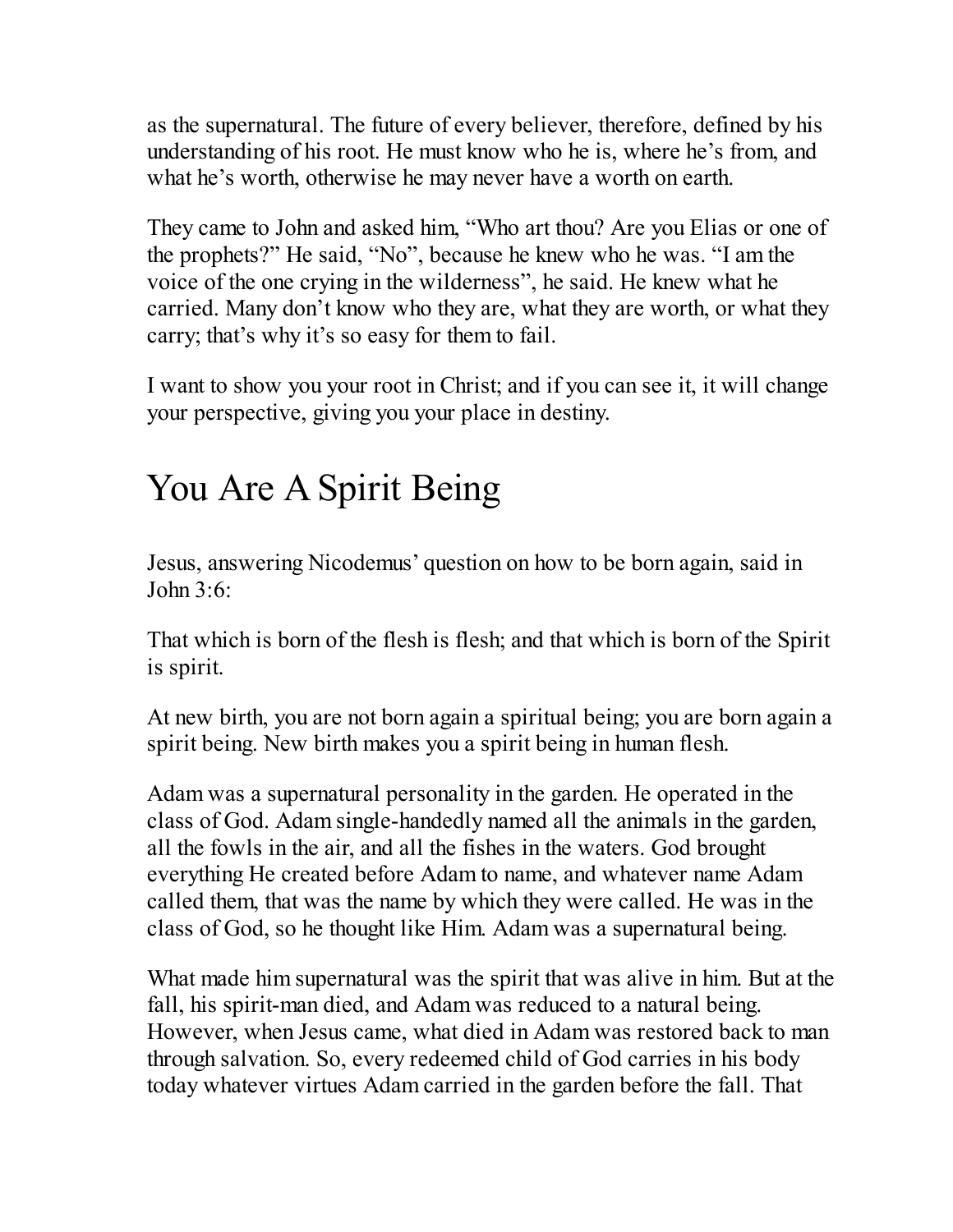as the supernatural. The future of every believer, therefore, defined by his understanding of his root. He must know who he is, where he's from, and what he's worth, otherwise he may never have a worth on earth.

They came to John and asked him, "Who art thou? Are you Elias or one of the prophets?" He said, "No", because he knew who he was. "I am the voice of the one crying in the wilderness", he said. He knew what he carried. Many don't know who they are, what they are worth, or what they carry; that's why it's so easy for them to fail.

I want to show you your root in Christ; and if you can see it, it will change your perspective, giving you your place in destiny.

# You Are A Spirit Being

Jesus, answering Nicodemus' question on how to be born again, said in John 3:6:

That which is born of the flesh is flesh; and that which is born of the Spirit is spirit.

At new birth, you are not born again a spiritual being; you are born again a spirit being. New birth makes you a spirit being in human flesh.

Adam was a supernatural personality in the garden. He operated in the class of God. Adam single-handedly named all the animals in the garden, all the fowls in the air, and all the fishes in the waters. God brought everything He created before Adam to name, and whatever name Adam called them, that was the name by which they were called. He was in the class of God, so he thought like Him. Adam was a supernatural being.

What made him supernatural was the spirit that was alive in him. But at the fall, his spirit-man died, and Adam was reduced to a natural being. However, when Jesus came, what died in Adam was restored back to man through salvation. So, every redeemed child of God carries in his body today whatever virtues Adam carried in the garden before the fall. That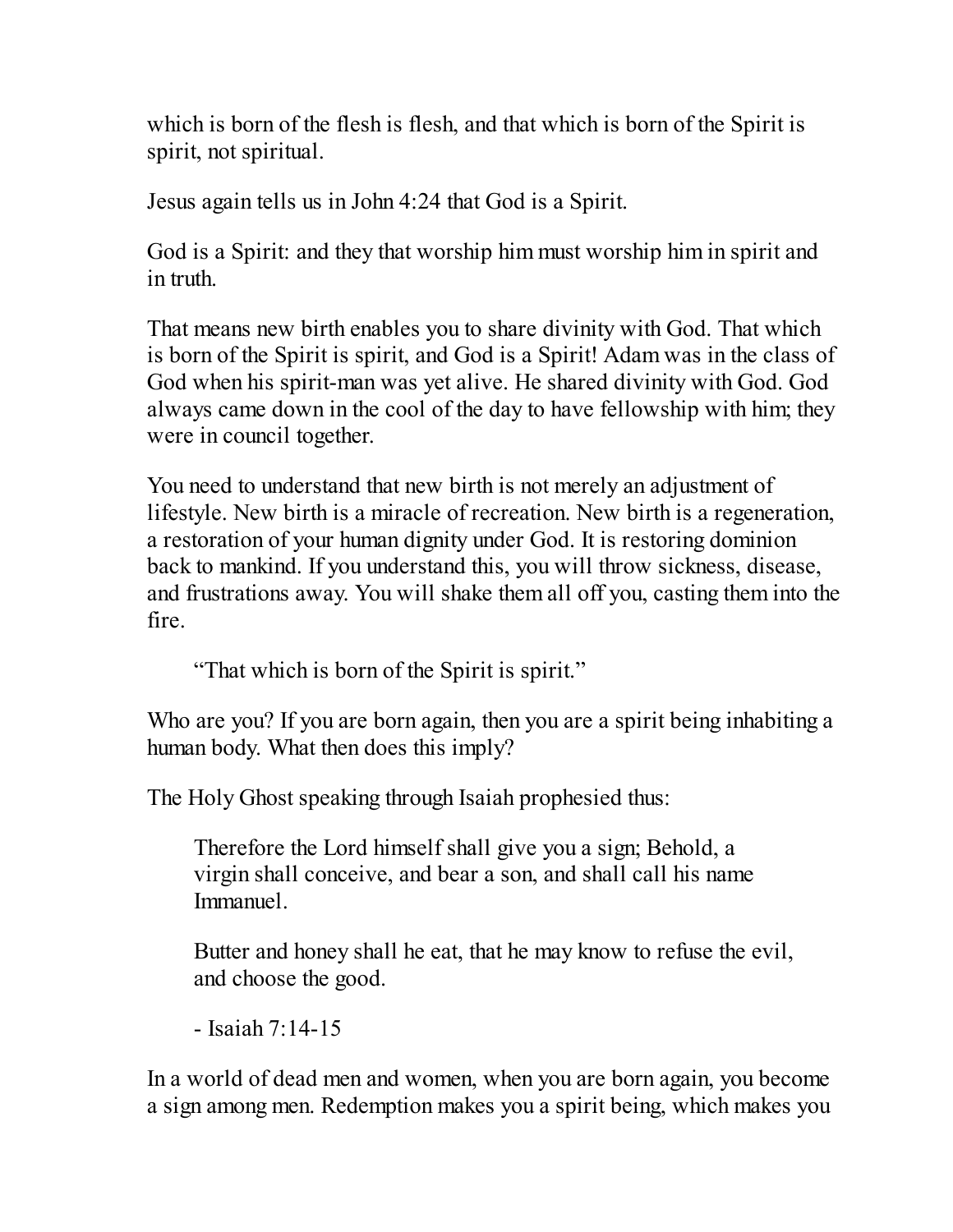which is born of the flesh is flesh, and that which is born of the Spirit is spirit, not spiritual.

Jesus again tells us in John 4:24 that God is a Spirit.

God is a Spirit: and they that worship him must worship him in spirit and in truth.

That means new birth enables you to share divinity with God. That which is born of the Spirit is spirit, and God is a Spirit! Adam was in the class of God when his spirit-man was yet alive. He shared divinity with God. God always came down in the cool of the day to have fellowship with him; they were in council together.

You need to understand that new birth is not merely an adjustment of lifestyle. New birth is a miracle of recreation. New birth is a regeneration, a restoration of your human dignity under God. It is restoring dominion back to mankind. If you understand this, you will throw sickness, disease, and frustrations away. You will shake them all off you, casting them into the fire.

> "That which is born of the Spirit is spirit."

Who are you? If you are born again, then you are a spirit being inhabiting a human body. What then does this imply?

The Holy Ghost speaking through Isaiah prophesied thus:

> Therefore the Lord himself shall give you a sign; Behold, a virgin shall conceive, and bear a son, and shall call his name Immanuel.
>
> Butter and honey shall he eat, that he may know to refuse the evil, and choose the good.
>
> \- Isaiah 7:14-15

In a world of dead men and women, when you are born again, you become a sign among men. Redemption makes you a spirit being, which makes you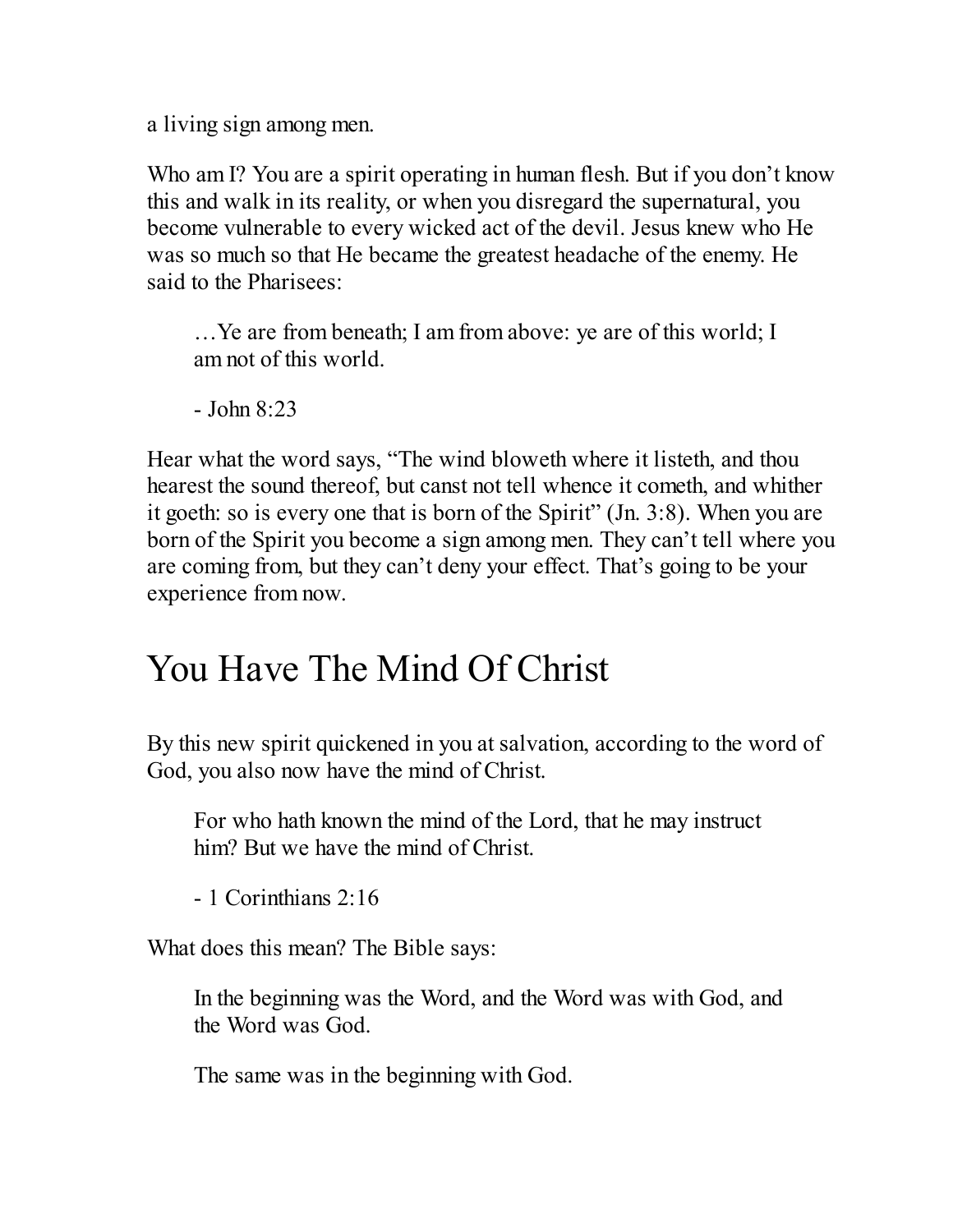a living sign among men.

Who am I? You are a spirit operating in human flesh. But if you don't know this and walk in its reality, or when you disregard the supernatural, you become vulnerable to every wicked act of the devil. Jesus knew who He was so much so that He became the greatest headache of the enemy. He said to the Pharisees:

> …Ye are from beneath; I am from above: ye are of this world; I am not of this world.
>
> - John 8:23

Hear what the word says, "The wind bloweth where it listeth, and thou hearest the sound thereof, but canst not tell whence it cometh, and whither it goeth: so is every one that is born of the Spirit" (Jn. 3:8). When you are born of the Spirit you become a sign among men. They can't tell where you are coming from, but they can't deny your effect. That's going to be your experience from now.

## You Have The Mind Of Christ

By this new spirit quickened in you at salvation, according to the word of God, you also now have the mind of Christ.

> For who hath known the mind of the Lord, that he may instruct him? But we have the mind of Christ.
>
> - 1 Corinthians 2:16

What does this mean? The Bible says:

> In the beginning was the Word, and the Word was with God, and the Word was God.
>
> The same was in the beginning with God.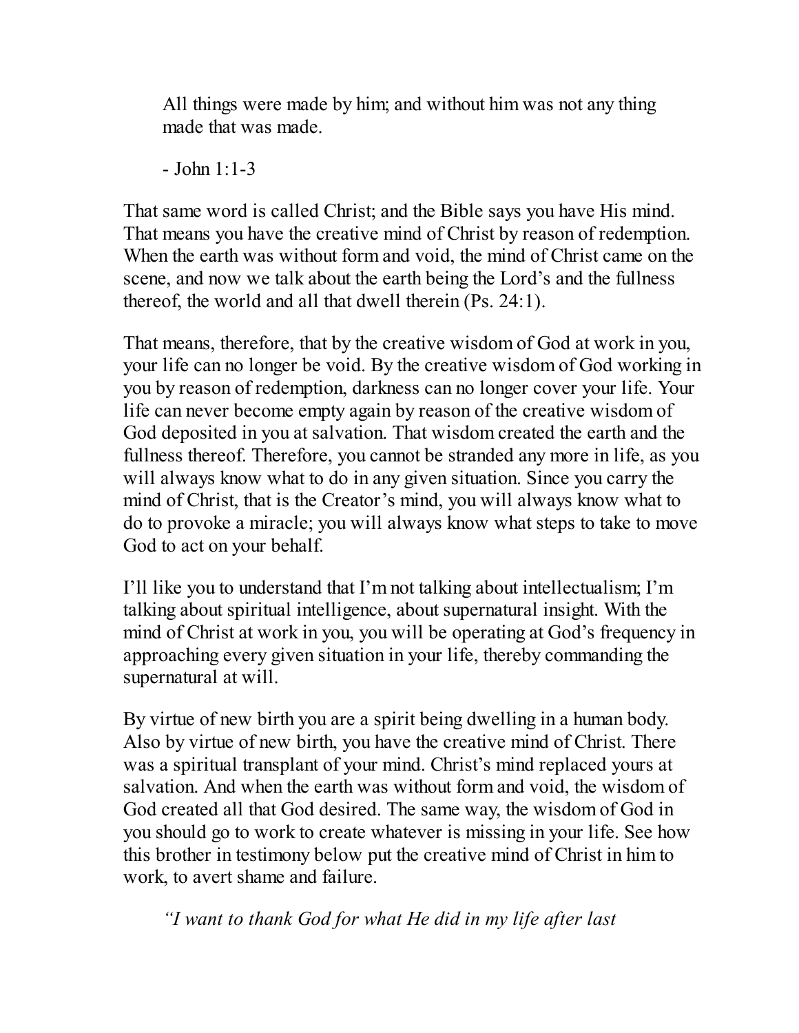> All things were made by him; and without him was not any thing made that was made.
>
> - John 1:1-3

That same word is called Christ; and the Bible says you have His mind. That means you have the creative mind of Christ by reason of redemption. When the earth was without form and void, the mind of Christ came on the scene, and now we talk about the earth being the Lord's and the fullness thereof, the world and all that dwell therein (Ps. 24:1).

That means, therefore, that by the creative wisdom of God at work in you, your life can no longer be void. By the creative wisdom of God working in you by reason of redemption, darkness can no longer cover your life. Your life can never become empty again by reason of the creative wisdom of God deposited in you at salvation. That wisdom created the earth and the fullness thereof. Therefore, you cannot be stranded any more in life, as you will always know what to do in any given situation. Since you carry the mind of Christ, that is the Creator's mind, you will always know what to do to provoke a miracle; you will always know what steps to take to move God to act on your behalf.

I'll like you to understand that I'm not talking about intellectualism; I'm talking about spiritual intelligence, about supernatural insight. With the mind of Christ at work in you, you will be operating at God's frequency in approaching every given situation in your life, thereby commanding the supernatural at will.

By virtue of new birth you are a spirit being dwelling in a human body. Also by virtue of new birth, you have the creative mind of Christ. There was a spiritual transplant of your mind. Christ's mind replaced yours at salvation. And when the earth was without form and void, the wisdom of God created all that God desired. The same way, the wisdom of God in you should go to work to create whatever is missing in your life. See how this brother in testimony below put the creative mind of Christ in him to work, to avert shame and failure.

> *"I want to thank God for what He did in my life after last*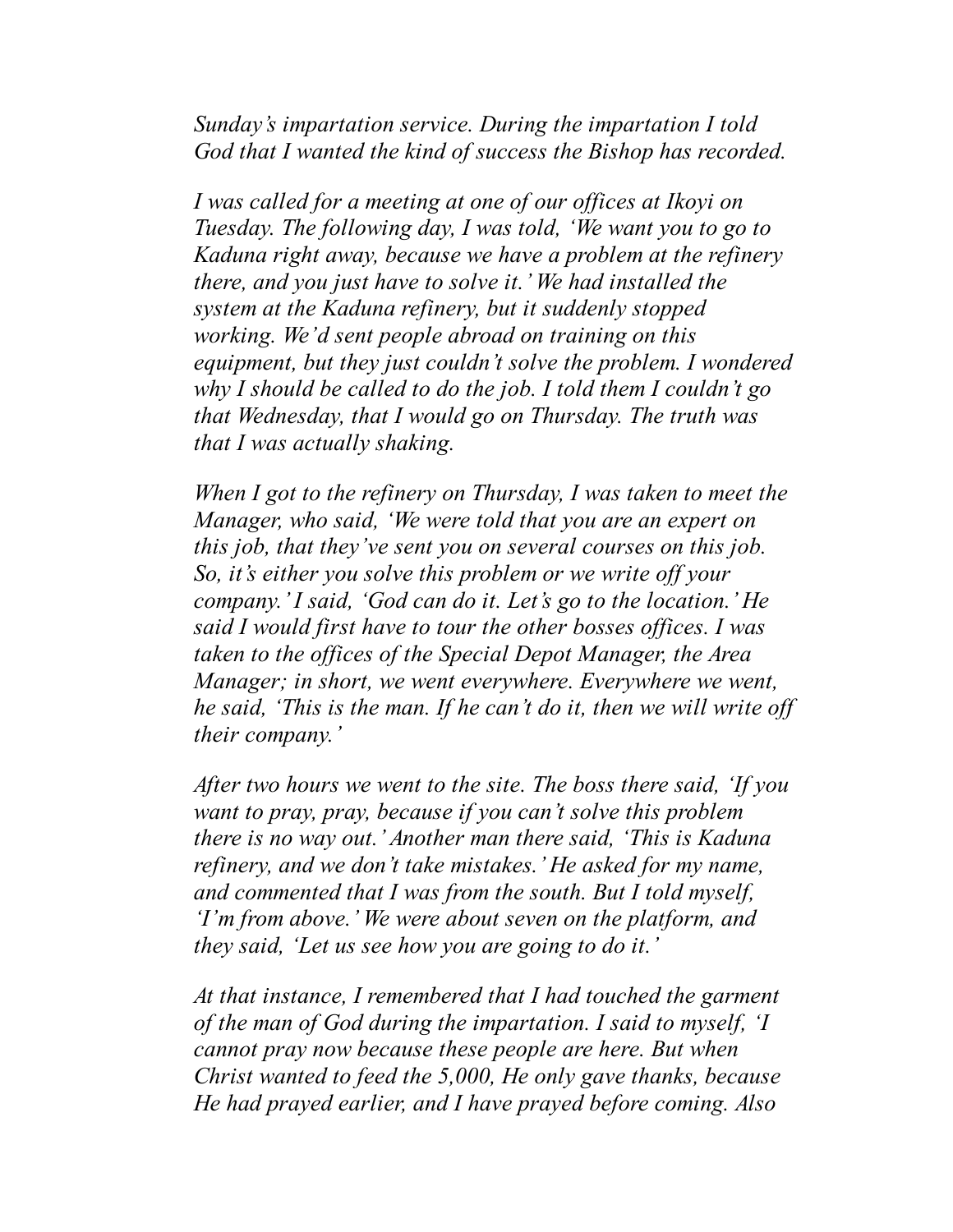*Sunday's impartation service. During the impartation I told God that I wanted the kind of success the Bishop has recorded.*

*I was called for a meeting at one of our offices at Ikoyi on Tuesday. The following day, I was told, 'We want you to go to Kaduna right away, because we have a problem at the refinery there, and you just have to solve it.' We had installed the system at the Kaduna refinery, but it suddenly stopped working. We'd sent people abroad on training on this equipment, but they just couldn't solve the problem. I wondered why I should be called to do the job. I told them I couldn't go that Wednesday, that I would go on Thursday. The truth was that I was actually shaking.*

*When I got to the refinery on Thursday, I was taken to meet the Manager, who said, 'We were told that you are an expert on this job, that they've sent you on several courses on this job. So, it's either you solve this problem or we write off your company.' I said, 'God can do it. Let's go to the location.' He said I would first have to tour the other bosses offices. I was taken to the offices of the Special Depot Manager, the Area Manager; in short, we went everywhere. Everywhere we went, he said, 'This is the man. If he can't do it, then we will write off their company.'*

*After two hours we went to the site. The boss there said, 'If you want to pray, pray, because if you can't solve this problem there is no way out.' Another man there said, 'This is Kaduna refinery, and we don't take mistakes.' He asked for my name, and commented that I was from the south. But I told myself, 'I'm from above.' We were about seven on the platform, and they said, 'Let us see how you are going to do it.'*

*At that instance, I remembered that I had touched the garment of the man of God during the impartation. I said to myself, 'I cannot pray now because these people are here. But when Christ wanted to feed the 5,000, He only gave thanks, because He had prayed earlier, and I have prayed before coming. Also*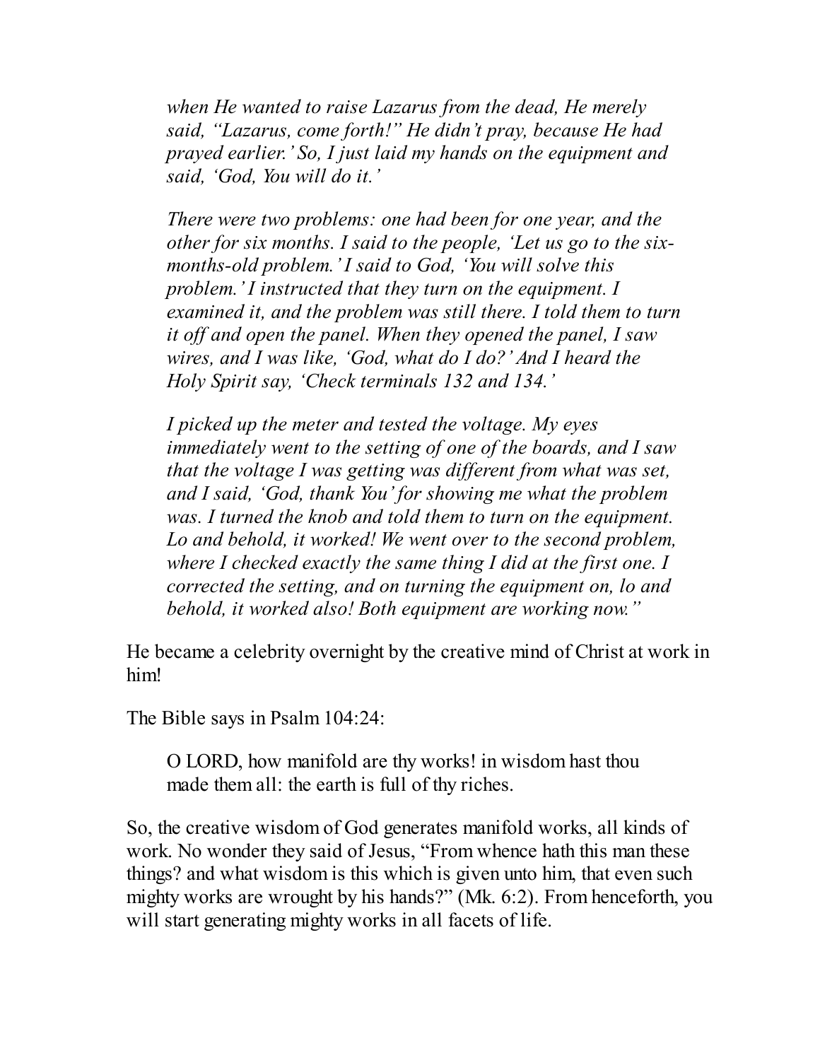> *when He wanted to raise Lazarus from the dead, He merely said, "Lazarus, come forth!" He didn't pray, because He had prayed earlier.' So, I just laid my hands on the equipment and said, 'God, You will do it.'*
>
> *There were two problems: one had been for one year, and the other for six months. I said to the people, 'Let us go to the six-months-old problem.' I said to God, 'You will solve this problem.' I instructed that they turn on the equipment. I examined it, and the problem was still there. I told them to turn it off and open the panel. When they opened the panel, I saw wires, and I was like, 'God, what do I do?' And I heard the Holy Spirit say, 'Check terminals 132 and 134.'*
>
> *I picked up the meter and tested the voltage. My eyes immediately went to the setting of one of the boards, and I saw that the voltage I was getting was different from what was set, and I said, 'God, thank You' for showing me what the problem was. I turned the knob and told them to turn on the equipment. Lo and behold, it worked! We went over to the second problem, where I checked exactly the same thing I did at the first one. I corrected the setting, and on turning the equipment on, lo and behold, it worked also! Both equipment are working now."*

He became a celebrity overnight by the creative mind of Christ at work in him!

The Bible says in Psalm 104:24:

> O LORD, how manifold are thy works! in wisdom hast thou made them all: the earth is full of thy riches.

So, the creative wisdom of God generates manifold works, all kinds of work. No wonder they said of Jesus, "From whence hath this man these things? and what wisdom is this which is given unto him, that even such mighty works are wrought by his hands?" (Mk. 6:2). From henceforth, you will start generating mighty works in all facets of life.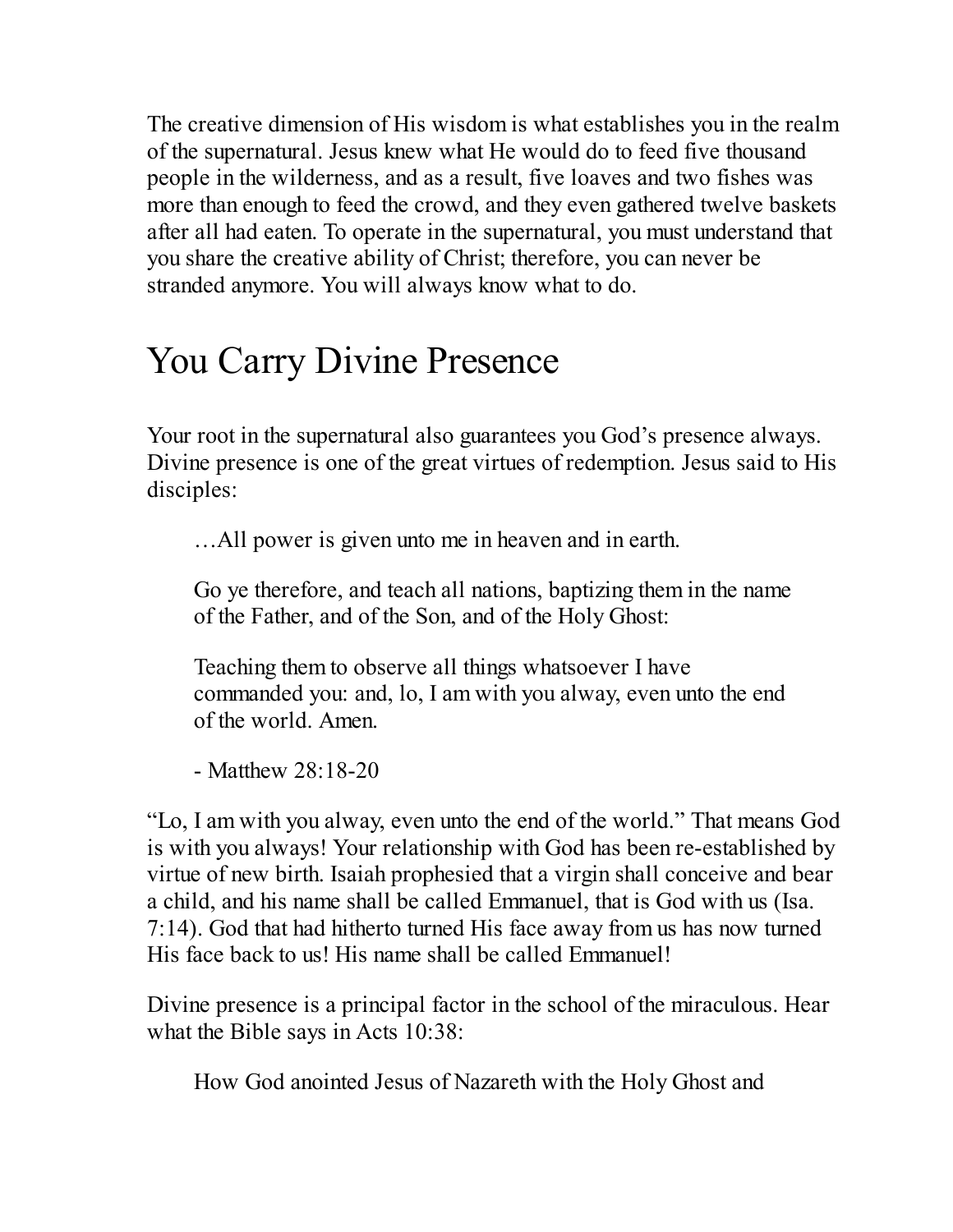The creative dimension of His wisdom is what establishes you in the realm of the supernatural. Jesus knew what He would do to feed five thousand people in the wilderness, and as a result, five loaves and two fishes was more than enough to feed the crowd, and they even gathered twelve baskets after all had eaten. To operate in the supernatural, you must understand that you share the creative ability of Christ; therefore, you can never be stranded anymore. You will always know what to do.

## You Carry Divine Presence

Your root in the supernatural also guarantees you God's presence always. Divine presence is one of the great virtues of redemption. Jesus said to His disciples:

> …All power is given unto me in heaven and in earth.
>
> Go ye therefore, and teach all nations, baptizing them in the name of the Father, and of the Son, and of the Holy Ghost:
>
> Teaching them to observe all things whatsoever I have commanded you: and, lo, I am with you alway, even unto the end of the world. Amen.
>
> - Matthew 28:18-20

"Lo, I am with you alway, even unto the end of the world." That means God is with you always! Your relationship with God has been re-established by virtue of new birth. Isaiah prophesied that a virgin shall conceive and bear a child, and his name shall be called Emmanuel, that is God with us (Isa. 7:14). God that had hitherto turned His face away from us has now turned His face back to us! His name shall be called Emmanuel!

Divine presence is a principal factor in the school of the miraculous. Hear what the Bible says in Acts 10:38:

> How God anointed Jesus of Nazareth with the Holy Ghost and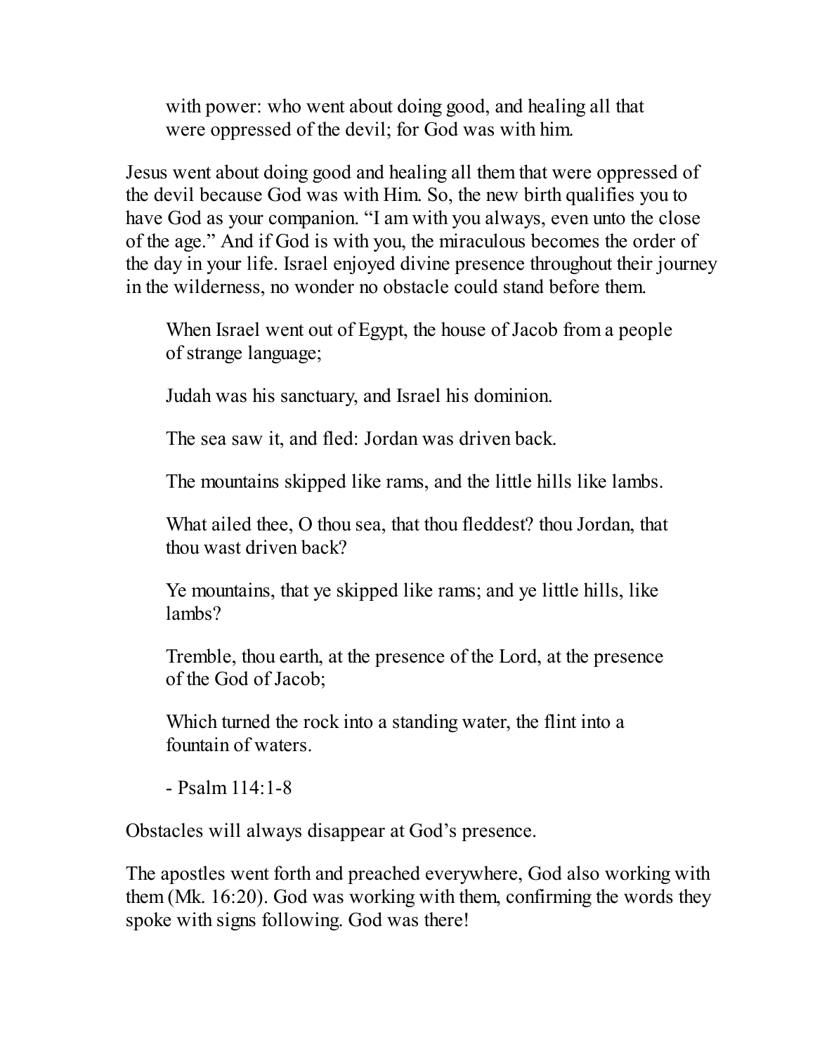> with power: who went about doing good, and healing all that were oppressed of the devil; for God was with him.

Jesus went about doing good and healing all them that were oppressed of the devil because God was with Him. So, the new birth qualifies you to have God as your companion. "I am with you always, even unto the close of the age." And if God is with you, the miraculous becomes the order of the day in your life. Israel enjoyed divine presence throughout their journey in the wilderness, no wonder no obstacle could stand before them.

> When Israel went out of Egypt, the house of Jacob from a people of strange language;
>
> Judah was his sanctuary, and Israel his dominion.
>
> The sea saw it, and fled: Jordan was driven back.
>
> The mountains skipped like rams, and the little hills like lambs.
>
> What ailed thee, O thou sea, that thou fleddest? thou Jordan, that thou wast driven back?
>
> Ye mountains, that ye skipped like rams; and ye little hills, like lambs?
>
> Tremble, thou earth, at the presence of the Lord, at the presence of the God of Jacob;
>
> Which turned the rock into a standing water, the flint into a fountain of waters.
>
> - Psalm 114:1-8

Obstacles will always disappear at God's presence.

The apostles went forth and preached everywhere, God also working with them (Mk. 16:20). God was working with them, confirming the words they spoke with signs following. God was there!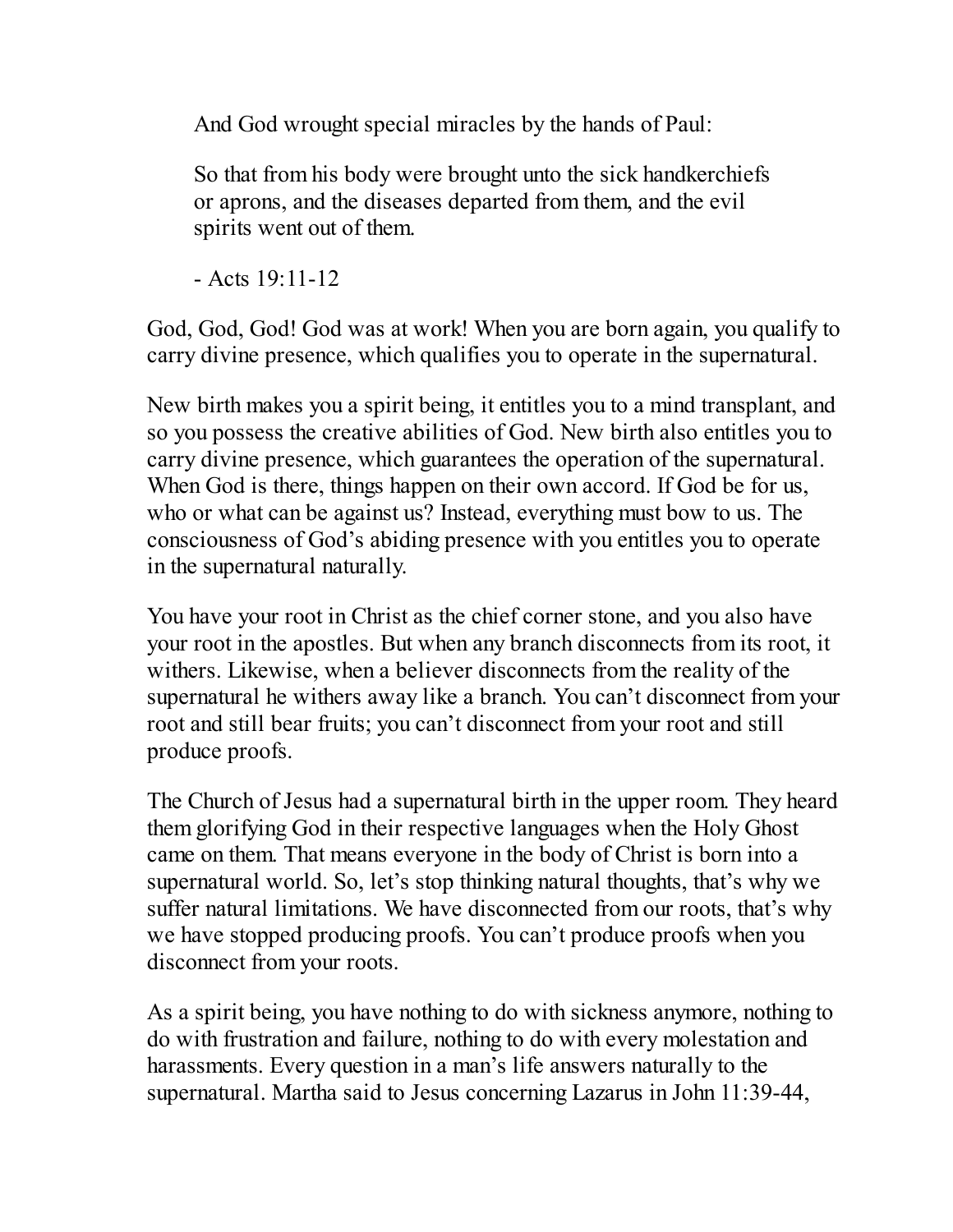> And God wrought special miracles by the hands of Paul:
>
> So that from his body were brought unto the sick handkerchiefs or aprons, and the diseases departed from them, and the evil spirits went out of them.
>
> - Acts 19:11-12

God, God, God! God was at work! When you are born again, you qualify to carry divine presence, which qualifies you to operate in the supernatural.

New birth makes you a spirit being, it entitles you to a mind transplant, and so you possess the creative abilities of God. New birth also entitles you to carry divine presence, which guarantees the operation of the supernatural. When God is there, things happen on their own accord. If God be for us, who or what can be against us? Instead, everything must bow to us. The consciousness of God's abiding presence with you entitles you to operate in the supernatural naturally.

You have your root in Christ as the chief corner stone, and you also have your root in the apostles. But when any branch disconnects from its root, it withers. Likewise, when a believer disconnects from the reality of the supernatural he withers away like a branch. You can't disconnect from your root and still bear fruits; you can't disconnect from your root and still produce proofs.

The Church of Jesus had a supernatural birth in the upper room. They heard them glorifying God in their respective languages when the Holy Ghost came on them. That means everyone in the body of Christ is born into a supernatural world. So, let's stop thinking natural thoughts, that's why we suffer natural limitations. We have disconnected from our roots, that's why we have stopped producing proofs. You can't produce proofs when you disconnect from your roots.

As a spirit being, you have nothing to do with sickness anymore, nothing to do with frustration and failure, nothing to do with every molestation and harassments. Every question in a man's life answers naturally to the supernatural. Martha said to Jesus concerning Lazarus in John 11:39-44,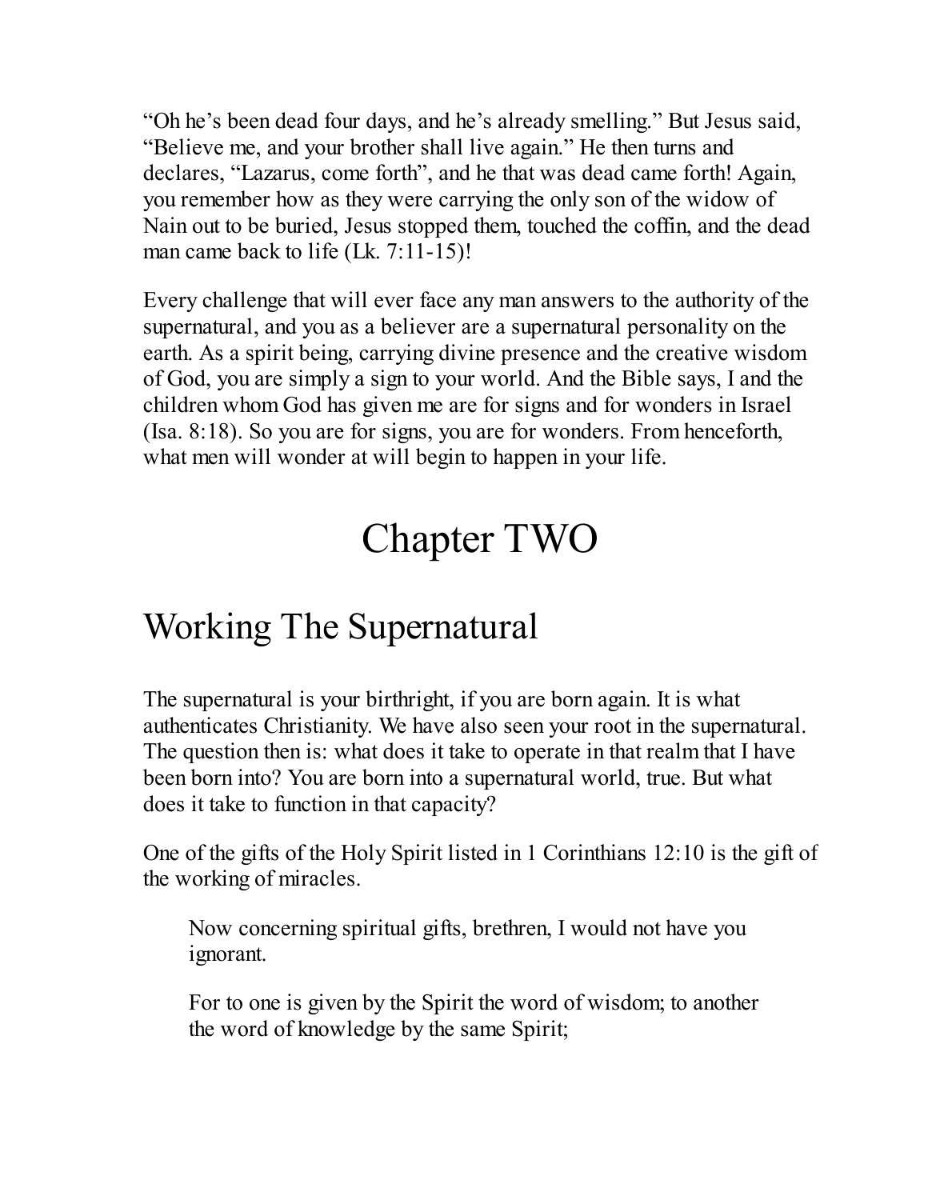"Oh he's been dead four days, and he's already smelling." But Jesus said, "Believe me, and your brother shall live again." He then turns and declares, "Lazarus, come forth", and he that was dead came forth! Again, you remember how as they were carrying the only son of the widow of Nain out to be buried, Jesus stopped them, touched the coffin, and the dead man came back to life (Lk. 7:11-15)!

Every challenge that will ever face any man answers to the authority of the supernatural, and you as a believer are a supernatural personality on the earth. As a spirit being, carrying divine presence and the creative wisdom of God, you are simply a sign to your world. And the Bible says, I and the children whom God has given me are for signs and for wonders in Israel (Isa. 8:18). So you are for signs, you are for wonders. From henceforth, what men will wonder at will begin to happen in your life.

# Chapter TWO

## Working The Supernatural

The supernatural is your birthright, if you are born again. It is what authenticates Christianity. We have also seen your root in the supernatural. The question then is: what does it take to operate in that realm that I have been born into? You are born into a supernatural world, true. But what does it take to function in that capacity?

One of the gifts of the Holy Spirit listed in 1 Corinthians 12:10 is the gift of the working of miracles.

> Now concerning spiritual gifts, brethren, I would not have you ignorant.
>
> For to one is given by the Spirit the word of wisdom; to another the word of knowledge by the same Spirit;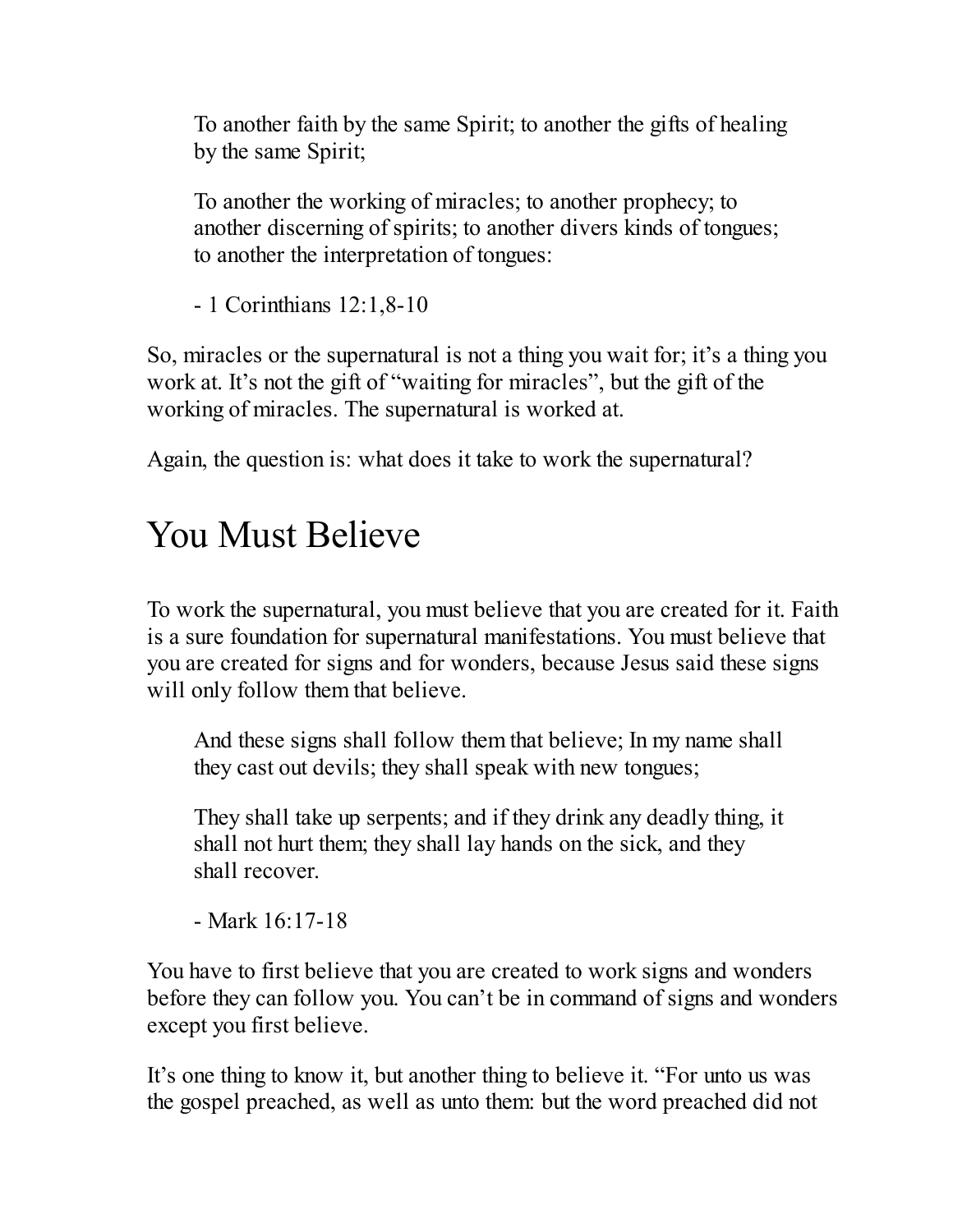> To another faith by the same Spirit; to another the gifts of healing by the same Spirit;
>
> To another the working of miracles; to another prophecy; to another discerning of spirits; to another divers kinds of tongues; to another the interpretation of tongues:
>
> - 1 Corinthians 12:1,8-10

So, miracles or the supernatural is not a thing you wait for; it's a thing you work at. It's not the gift of "waiting for miracles", but the gift of the working of miracles. The supernatural is worked at.

Again, the question is: what does it take to work the supernatural?

# You Must Believe

To work the supernatural, you must believe that you are created for it. Faith is a sure foundation for supernatural manifestations. You must believe that you are created for signs and for wonders, because Jesus said these signs will only follow them that believe.

> And these signs shall follow them that believe; In my name shall they cast out devils; they shall speak with new tongues;
>
> They shall take up serpents; and if they drink any deadly thing, it shall not hurt them; they shall lay hands on the sick, and they shall recover.
>
> - Mark 16:17-18

You have to first believe that you are created to work signs and wonders before they can follow you. You can't be in command of signs and wonders except you first believe.

It's one thing to know it, but another thing to believe it. "For unto us was the gospel preached, as well as unto them: but the word preached did not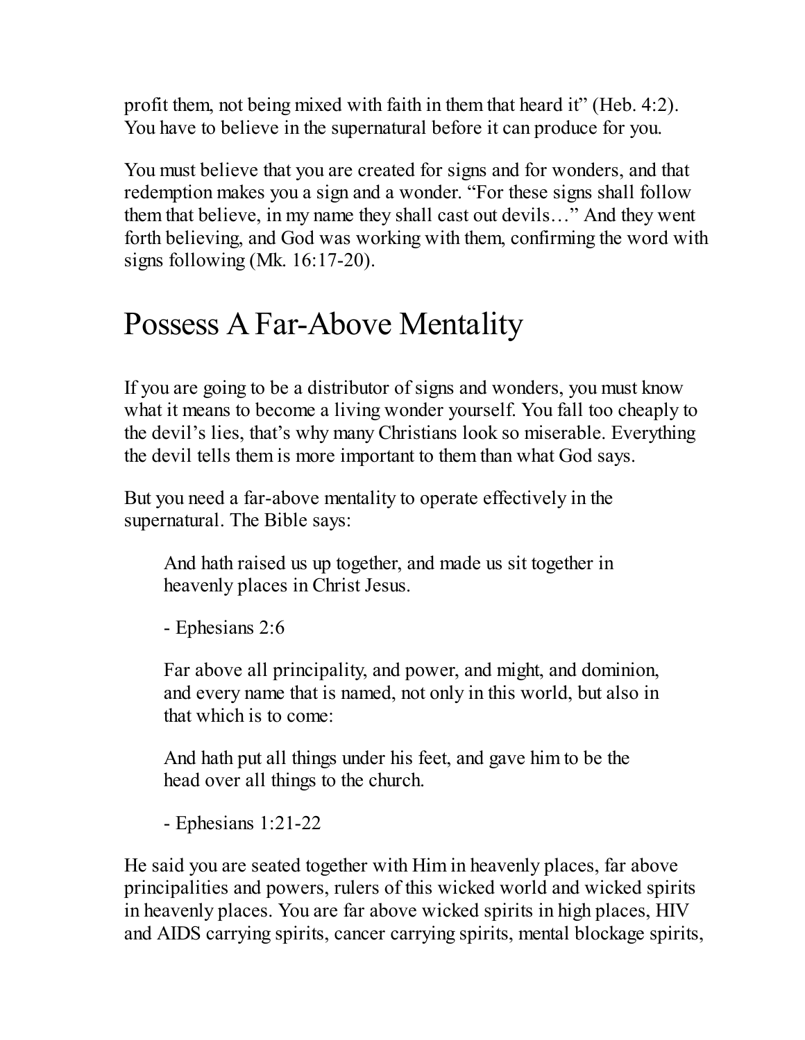profit them, not being mixed with faith in them that heard it" (Heb. 4:2). You have to believe in the supernatural before it can produce for you.

You must believe that you are created for signs and for wonders, and that redemption makes you a sign and a wonder. "For these signs shall follow them that believe, in my name they shall cast out devils…" And they went forth believing, and God was working with them, confirming the word with signs following (Mk. 16:17-20).

# Possess A Far-Above Mentality

If you are going to be a distributor of signs and wonders, you must know what it means to become a living wonder yourself. You fall too cheaply to the devil's lies, that's why many Christians look so miserable. Everything the devil tells them is more important to them than what God says.

But you need a far-above mentality to operate effectively in the supernatural. The Bible says:

> And hath raised us up together, and made us sit together in heavenly places in Christ Jesus.
>
> - Ephesians 2:6
>
> Far above all principality, and power, and might, and dominion, and every name that is named, not only in this world, but also in that which is to come:
>
> And hath put all things under his feet, and gave him to be the head over all things to the church.
>
> - Ephesians 1:21-22

He said you are seated together with Him in heavenly places, far above principalities and powers, rulers of this wicked world and wicked spirits in heavenly places. You are far above wicked spirits in high places, HIV and AIDS carrying spirits, cancer carrying spirits, mental blockage spirits,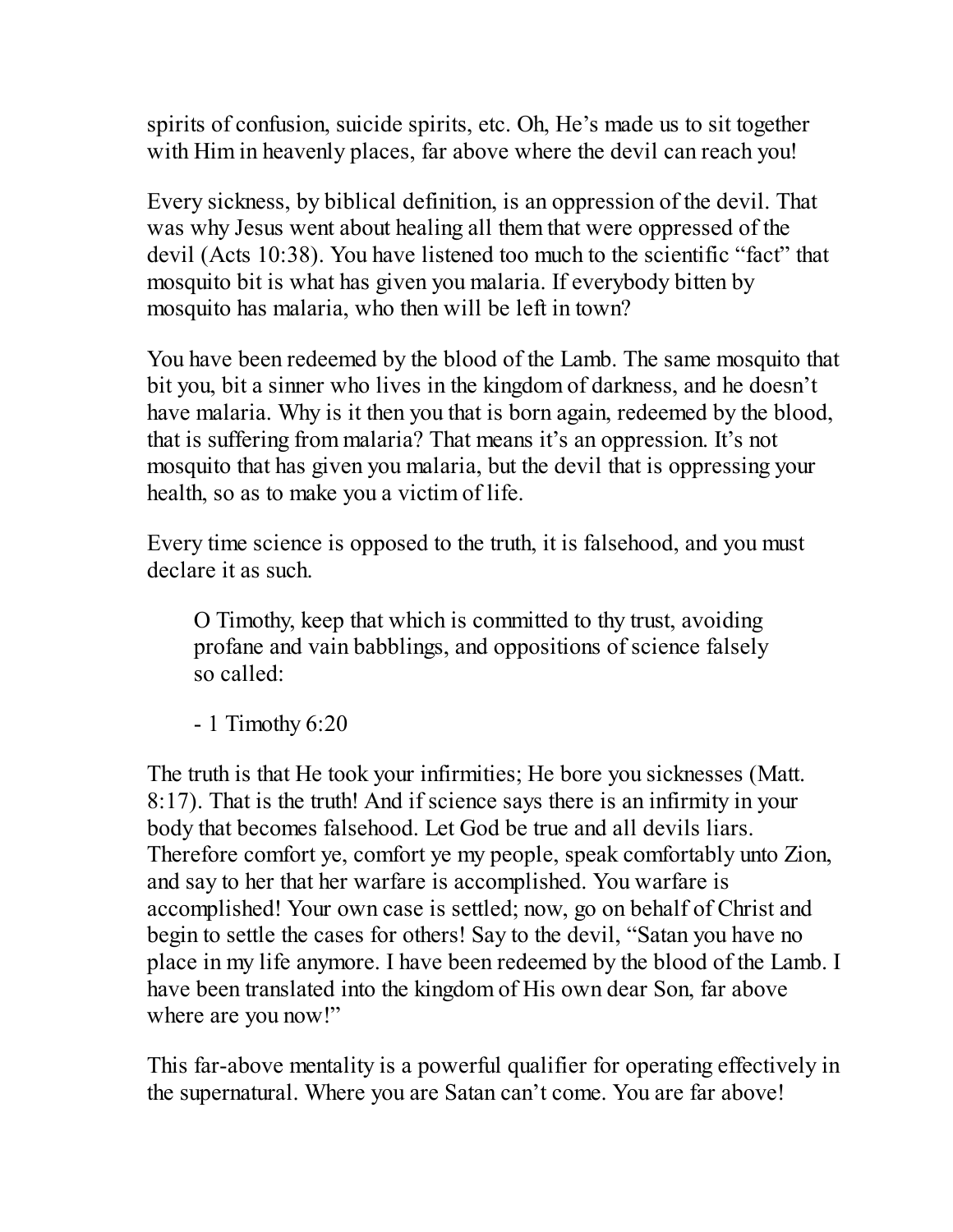spirits of confusion, suicide spirits, etc. Oh, He's made us to sit together with Him in heavenly places, far above where the devil can reach you!

Every sickness, by biblical definition, is an oppression of the devil. That was why Jesus went about healing all them that were oppressed of the devil (Acts 10:38). You have listened too much to the scientific "fact" that mosquito bit is what has given you malaria. If everybody bitten by mosquito has malaria, who then will be left in town?

You have been redeemed by the blood of the Lamb. The same mosquito that bit you, bit a sinner who lives in the kingdom of darkness, and he doesn't have malaria. Why is it then you that is born again, redeemed by the blood, that is suffering from malaria? That means it's an oppression. It's not mosquito that has given you malaria, but the devil that is oppressing your health, so as to make you a victim of life.

Every time science is opposed to the truth, it is falsehood, and you must declare it as such.

> O Timothy, keep that which is committed to thy trust, avoiding profane and vain babblings, and oppositions of science falsely so called:
>
> - 1 Timothy 6:20

The truth is that He took your infirmities; He bore you sicknesses (Matt. 8:17). That is the truth! And if science says there is an infirmity in your body that becomes falsehood. Let God be true and all devils liars. Therefore comfort ye, comfort ye my people, speak comfortably unto Zion, and say to her that her warfare is accomplished. You warfare is accomplished! Your own case is settled; now, go on behalf of Christ and begin to settle the cases for others! Say to the devil, "Satan you have no place in my life anymore. I have been redeemed by the blood of the Lamb. I have been translated into the kingdom of His own dear Son, far above where are you now!"

This far-above mentality is a powerful qualifier for operating effectively in the supernatural. Where you are Satan can't come. You are far above!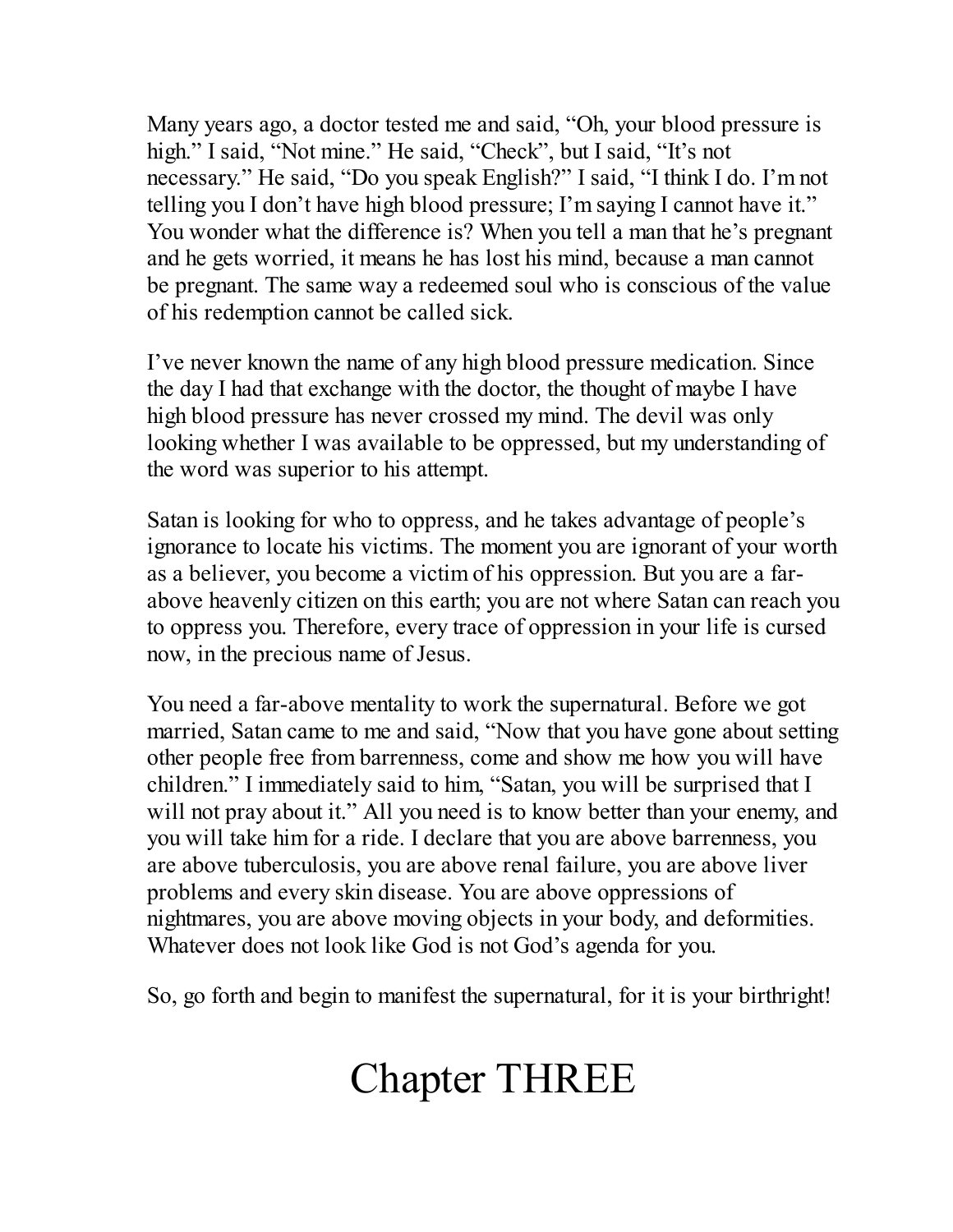Many years ago, a doctor tested me and said, "Oh, your blood pressure is high." I said, "Not mine." He said, "Check", but I said, "It's not necessary." He said, "Do you speak English?" I said, "I think I do. I'm not telling you I don't have high blood pressure; I'm saying I cannot have it." You wonder what the difference is? When you tell a man that he's pregnant and he gets worried, it means he has lost his mind, because a man cannot be pregnant. The same way a redeemed soul who is conscious of the value of his redemption cannot be called sick.

I've never known the name of any high blood pressure medication. Since the day I had that exchange with the doctor, the thought of maybe I have high blood pressure has never crossed my mind. The devil was only looking whether I was available to be oppressed, but my understanding of the word was superior to his attempt.

Satan is looking for who to oppress, and he takes advantage of people's ignorance to locate his victims. The moment you are ignorant of your worth as a believer, you become a victim of his oppression. But you are a far-above heavenly citizen on this earth; you are not where Satan can reach you to oppress you. Therefore, every trace of oppression in your life is cursed now, in the precious name of Jesus.

You need a far-above mentality to work the supernatural. Before we got married, Satan came to me and said, "Now that you have gone about setting other people free from barrenness, come and show me how you will have children." I immediately said to him, "Satan, you will be surprised that I will not pray about it." All you need is to know better than your enemy, and you will take him for a ride. I declare that you are above barrenness, you are above tuberculosis, you are above renal failure, you are above liver problems and every skin disease. You are above oppressions of nightmares, you are above moving objects in your body, and deformities. Whatever does not look like God is not God's agenda for you.

So, go forth and begin to manifest the supernatural, for it is your birthright!

# Chapter THREE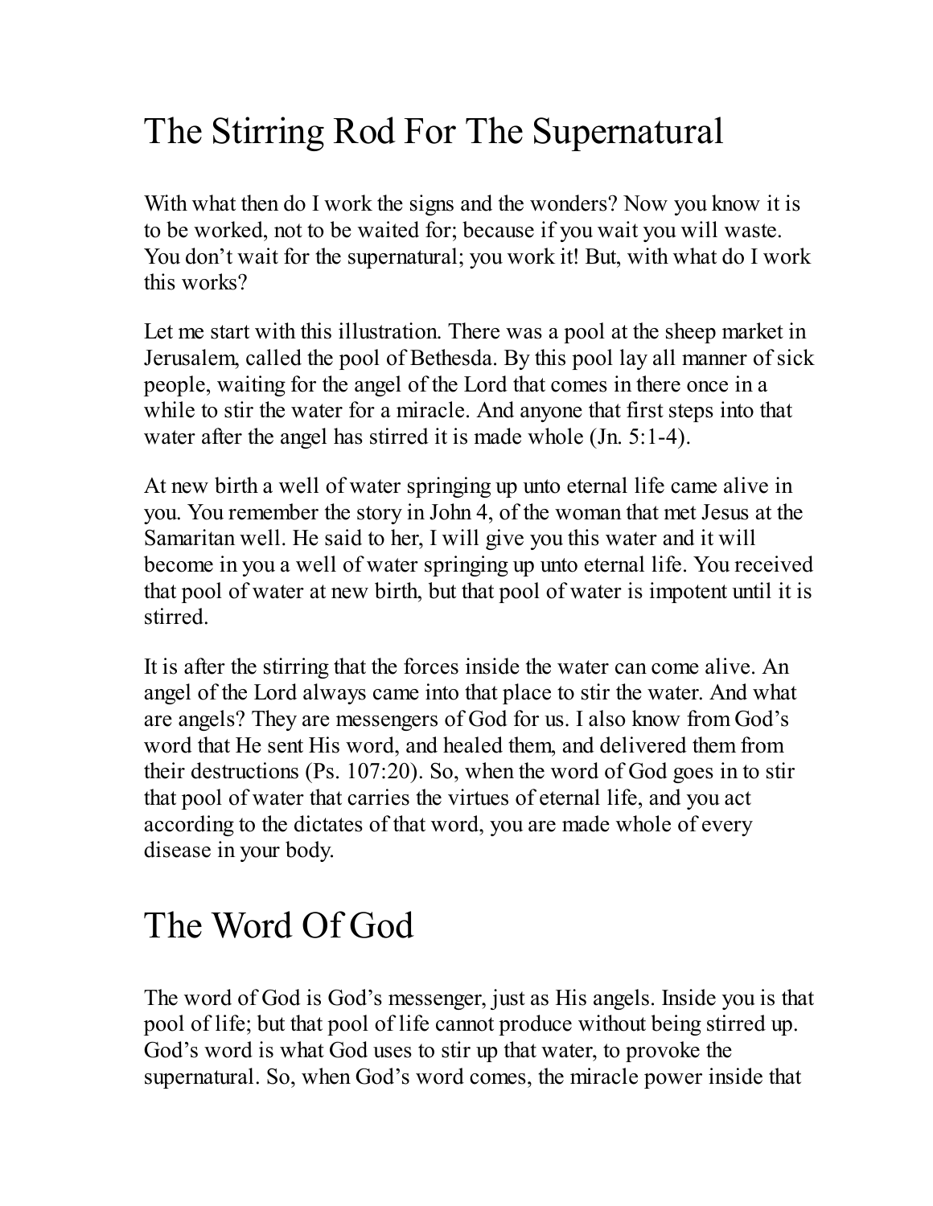# The Stirring Rod For The Supernatural

With what then do I work the signs and the wonders? Now you know it is to be worked, not to be waited for; because if you wait you will waste. You don't wait for the supernatural; you work it! But, with what do I work this works?

Let me start with this illustration. There was a pool at the sheep market in Jerusalem, called the pool of Bethesda. By this pool lay all manner of sick people, waiting for the angel of the Lord that comes in there once in a while to stir the water for a miracle. And anyone that first steps into that water after the angel has stirred it is made whole (Jn. 5:1-4).

At new birth a well of water springing up unto eternal life came alive in you. You remember the story in John 4, of the woman that met Jesus at the Samaritan well. He said to her, I will give you this water and it will become in you a well of water springing up unto eternal life. You received that pool of water at new birth, but that pool of water is impotent until it is stirred.

It is after the stirring that the forces inside the water can come alive. An angel of the Lord always came into that place to stir the water. And what are angels? They are messengers of God for us. I also know from God's word that He sent His word, and healed them, and delivered them from their destructions (Ps. 107:20). So, when the word of God goes in to stir that pool of water that carries the virtues of eternal life, and you act according to the dictates of that word, you are made whole of every disease in your body.

# The Word Of God

The word of God is God's messenger, just as His angels. Inside you is that pool of life; but that pool of life cannot produce without being stirred up. God's word is what God uses to stir up that water, to provoke the supernatural. So, when God's word comes, the miracle power inside that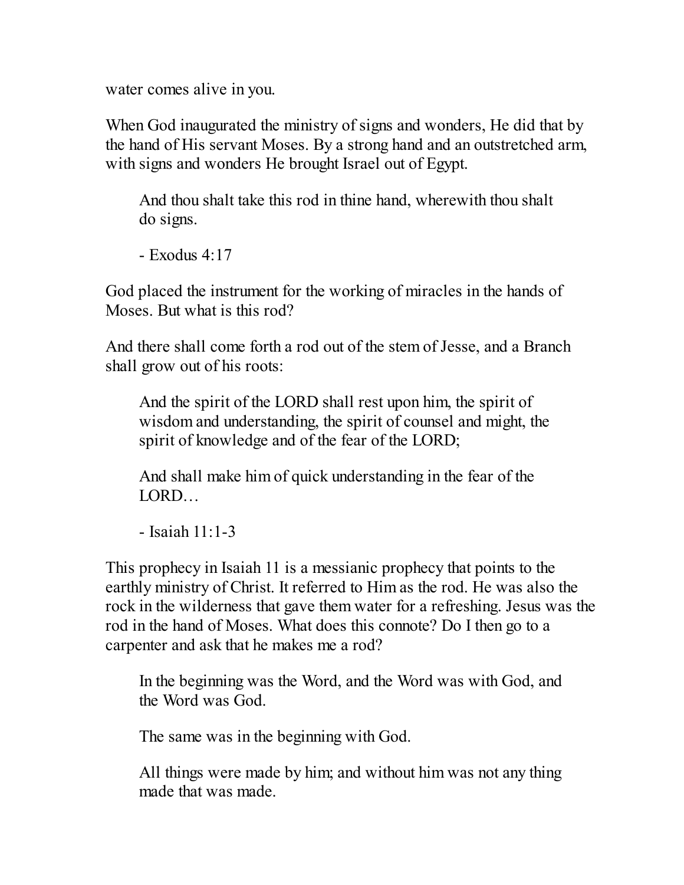water comes alive in you.

When God inaugurated the ministry of signs and wonders, He did that by the hand of His servant Moses. By a strong hand and an outstretched arm, with signs and wonders He brought Israel out of Egypt.

> And thou shalt take this rod in thine hand, wherewith thou shalt do signs.
>
> - Exodus 4:17

God placed the instrument for the working of miracles in the hands of Moses. But what is this rod?

And there shall come forth a rod out of the stem of Jesse, and a Branch shall grow out of his roots:

> And the spirit of the LORD shall rest upon him, the spirit of wisdom and understanding, the spirit of counsel and might, the spirit of knowledge and of the fear of the LORD;
>
> And shall make him of quick understanding in the fear of the LORD…
>
> - Isaiah 11:1-3

This prophecy in Isaiah 11 is a messianic prophecy that points to the earthly ministry of Christ. It referred to Him as the rod. He was also the rock in the wilderness that gave them water for a refreshing. Jesus was the rod in the hand of Moses. What does this connote? Do I then go to a carpenter and ask that he makes me a rod?

> In the beginning was the Word, and the Word was with God, and the Word was God.
>
> The same was in the beginning with God.
>
> All things were made by him; and without him was not any thing made that was made.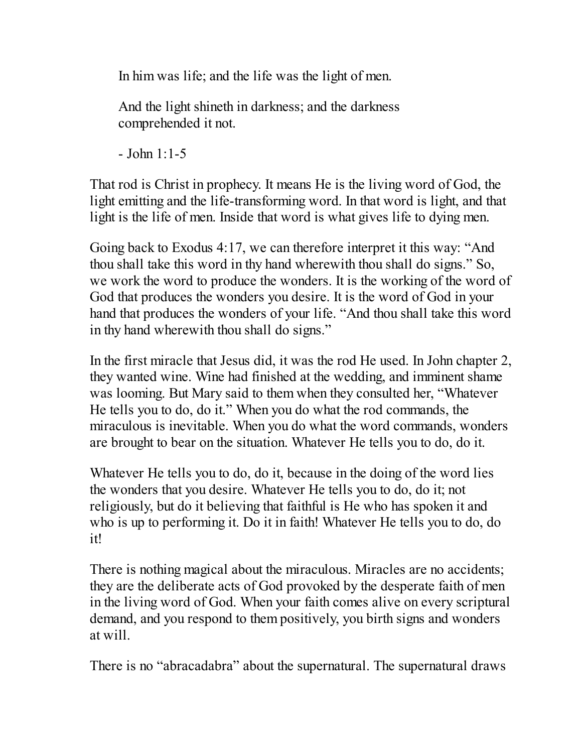> In him was life; and the life was the light of men.
>
> And the light shineth in darkness; and the darkness comprehended it not.
>
> - John 1:1-5

That rod is Christ in prophecy. It means He is the living word of God, the light emitting and the life-transforming word. In that word is light, and that light is the life of men. Inside that word is what gives life to dying men.

Going back to Exodus 4:17, we can therefore interpret it this way: "And thou shall take this word in thy hand wherewith thou shall do signs." So, we work the word to produce the wonders. It is the working of the word of God that produces the wonders you desire. It is the word of God in your hand that produces the wonders of your life. "And thou shall take this word in thy hand wherewith thou shall do signs."

In the first miracle that Jesus did, it was the rod He used. In John chapter 2, they wanted wine. Wine had finished at the wedding, and imminent shame was looming. But Mary said to them when they consulted her, "Whatever He tells you to do, do it." When you do what the rod commands, the miraculous is inevitable. When you do what the word commands, wonders are brought to bear on the situation. Whatever He tells you to do, do it.

Whatever He tells you to do, do it, because in the doing of the word lies the wonders that you desire. Whatever He tells you to do, do it; not religiously, but do it believing that faithful is He who has spoken it and who is up to performing it. Do it in faith! Whatever He tells you to do, do it!

There is nothing magical about the miraculous. Miracles are no accidents; they are the deliberate acts of God provoked by the desperate faith of men in the living word of God. When your faith comes alive on every scriptural demand, and you respond to them positively, you birth signs and wonders at will.

There is no "abracadabra" about the supernatural. The supernatural draws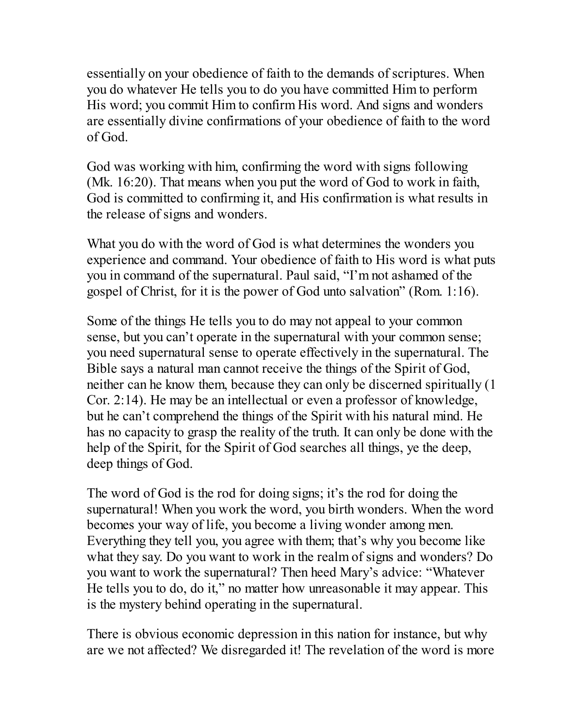essentially on your obedience of faith to the demands of scriptures. When you do whatever He tells you to do you have committed Him to perform His word; you commit Him to confirm His word. And signs and wonders are essentially divine confirmations of your obedience of faith to the word of God.

God was working with him, confirming the word with signs following (Mk. 16:20). That means when you put the word of God to work in faith, God is committed to confirming it, and His confirmation is what results in the release of signs and wonders.

What you do with the word of God is what determines the wonders you experience and command. Your obedience of faith to His word is what puts you in command of the supernatural. Paul said, "I'm not ashamed of the gospel of Christ, for it is the power of God unto salvation" (Rom. 1:16).

Some of the things He tells you to do may not appeal to your common sense, but you can't operate in the supernatural with your common sense; you need supernatural sense to operate effectively in the supernatural. The Bible says a natural man cannot receive the things of the Spirit of God, neither can he know them, because they can only be discerned spiritually (1 Cor. 2:14). He may be an intellectual or even a professor of knowledge, but he can't comprehend the things of the Spirit with his natural mind. He has no capacity to grasp the reality of the truth. It can only be done with the help of the Spirit, for the Spirit of God searches all things, ye the deep, deep things of God.

The word of God is the rod for doing signs; it's the rod for doing the supernatural! When you work the word, you birth wonders. When the word becomes your way of life, you become a living wonder among men. Everything they tell you, you agree with them; that's why you become like what they say. Do you want to work in the realm of signs and wonders? Do you want to work the supernatural? Then heed Mary's advice: "Whatever He tells you to do, do it," no matter how unreasonable it may appear. This is the mystery behind operating in the supernatural.

There is obvious economic depression in this nation for instance, but why are we not affected? We disregarded it! The revelation of the word is more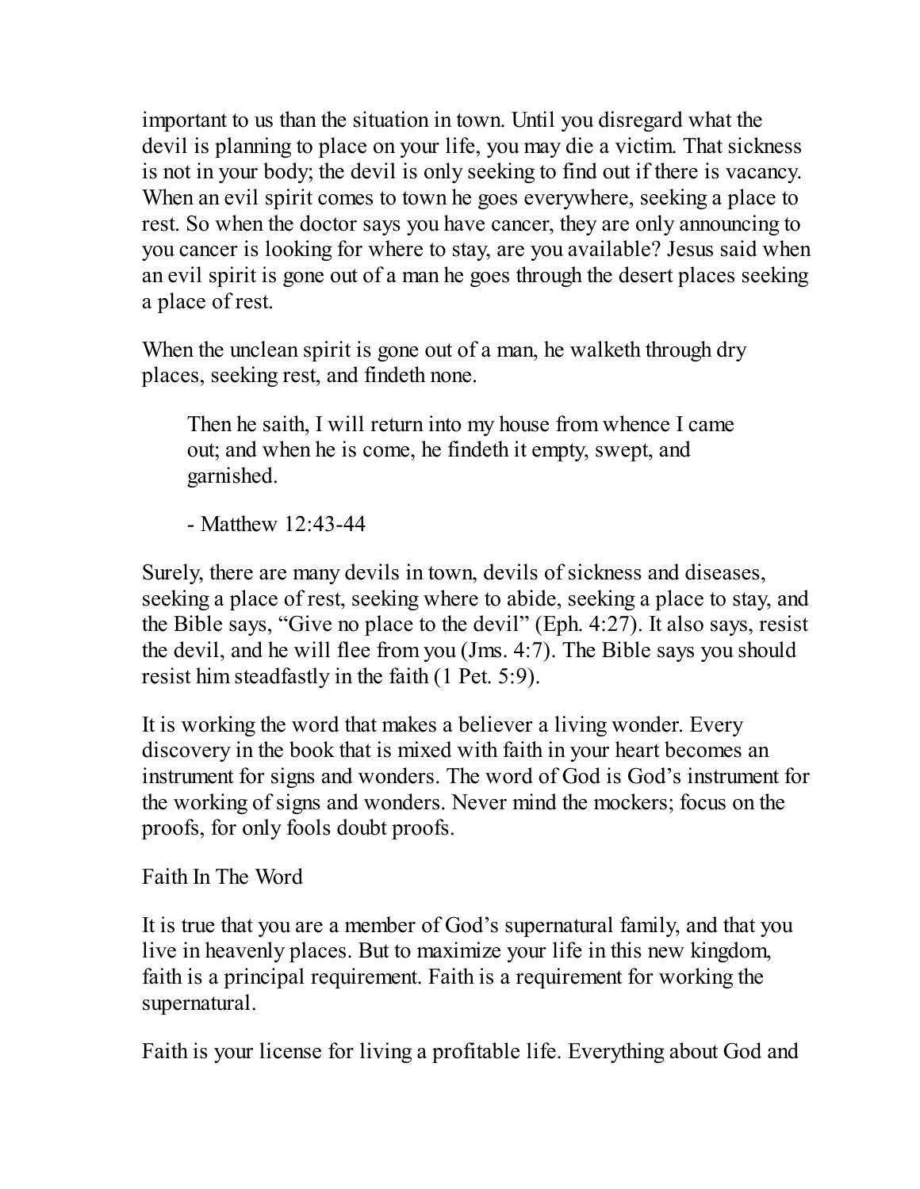important to us than the situation in town. Until you disregard what the devil is planning to place on your life, you may die a victim. That sickness is not in your body; the devil is only seeking to find out if there is vacancy. When an evil spirit comes to town he goes everywhere, seeking a place to rest. So when the doctor says you have cancer, they are only announcing to you cancer is looking for where to stay, are you available? Jesus said when an evil spirit is gone out of a man he goes through the desert places seeking a place of rest.

When the unclean spirit is gone out of a man, he walketh through dry places, seeking rest, and findeth none.

> Then he saith, I will return into my house from whence I came out; and when he is come, he findeth it empty, swept, and garnished.
>
> - Matthew 12:43-44

Surely, there are many devils in town, devils of sickness and diseases, seeking a place of rest, seeking where to abide, seeking a place to stay, and the Bible says, "Give no place to the devil" (Eph. 4:27). It also says, resist the devil, and he will flee from you (Jms. 4:7). The Bible says you should resist him steadfastly in the faith (1 Pet. 5:9).

It is working the word that makes a believer a living wonder. Every discovery in the book that is mixed with faith in your heart becomes an instrument for signs and wonders. The word of God is God's instrument for the working of signs and wonders. Never mind the mockers; focus on the proofs, for only fools doubt proofs.

## Faith In The Word

It is true that you are a member of God's supernatural family, and that you live in heavenly places. But to maximize your life in this new kingdom, faith is a principal requirement. Faith is a requirement for working the supernatural.

Faith is your license for living a profitable life. Everything about God and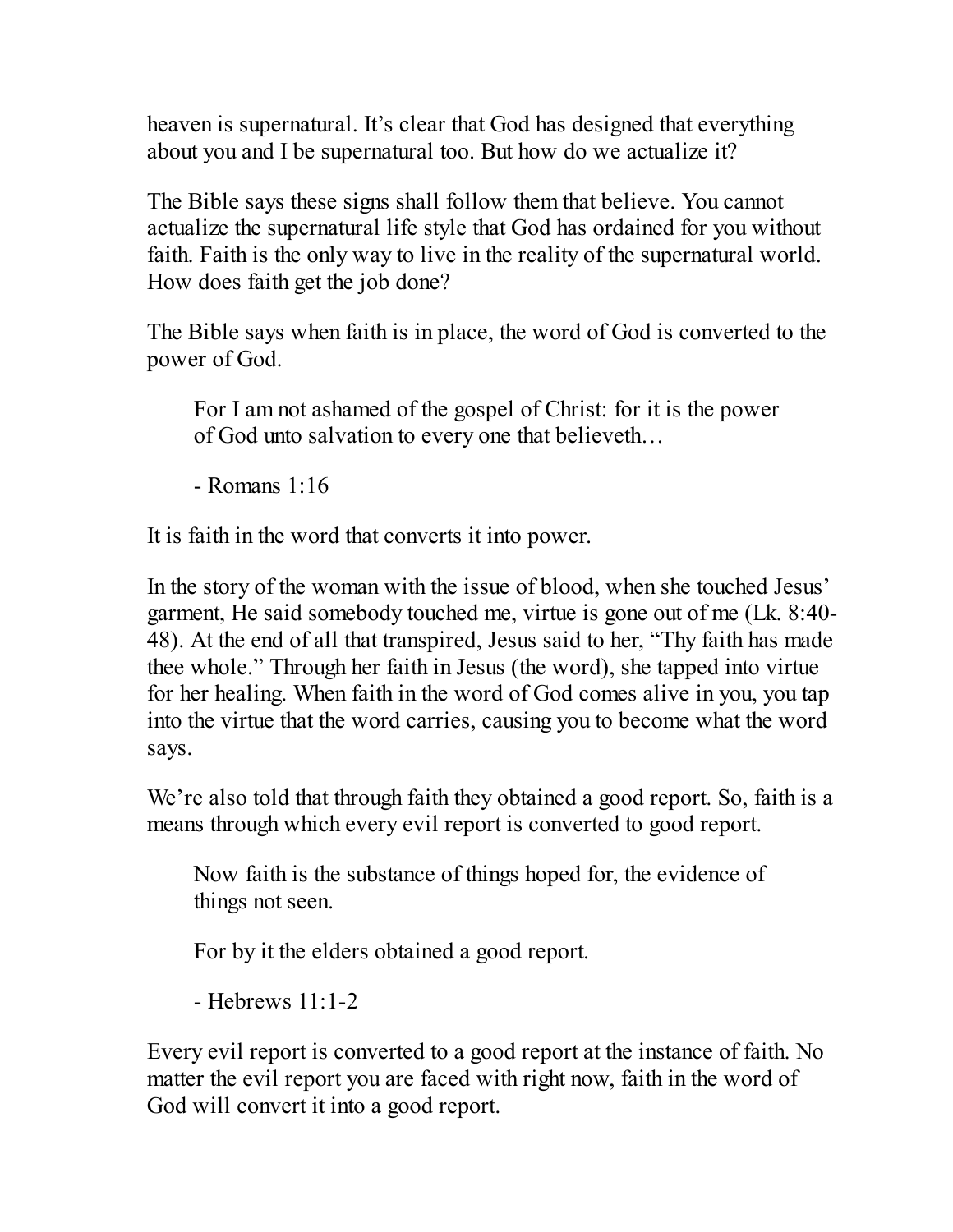heaven is supernatural. It's clear that God has designed that everything about you and I be supernatural too. But how do we actualize it?

The Bible says these signs shall follow them that believe. You cannot actualize the supernatural life style that God has ordained for you without faith. Faith is the only way to live in the reality of the supernatural world. How does faith get the job done?

The Bible says when faith is in place, the word of God is converted to the power of God.

> For I am not ashamed of the gospel of Christ: for it is the power of God unto salvation to every one that believeth…
>
> - Romans 1:16

It is faith in the word that converts it into power.

In the story of the woman with the issue of blood, when she touched Jesus' garment, He said somebody touched me, virtue is gone out of me (Lk. 8:40-48). At the end of all that transpired, Jesus said to her, "Thy faith has made thee whole." Through her faith in Jesus (the word), she tapped into virtue for her healing. When faith in the word of God comes alive in you, you tap into the virtue that the word carries, causing you to become what the word says.

We're also told that through faith they obtained a good report. So, faith is a means through which every evil report is converted to good report.

> Now faith is the substance of things hoped for, the evidence of things not seen.
>
> For by it the elders obtained a good report.
>
> - Hebrews 11:1-2

Every evil report is converted to a good report at the instance of faith. No matter the evil report you are faced with right now, faith in the word of God will convert it into a good report.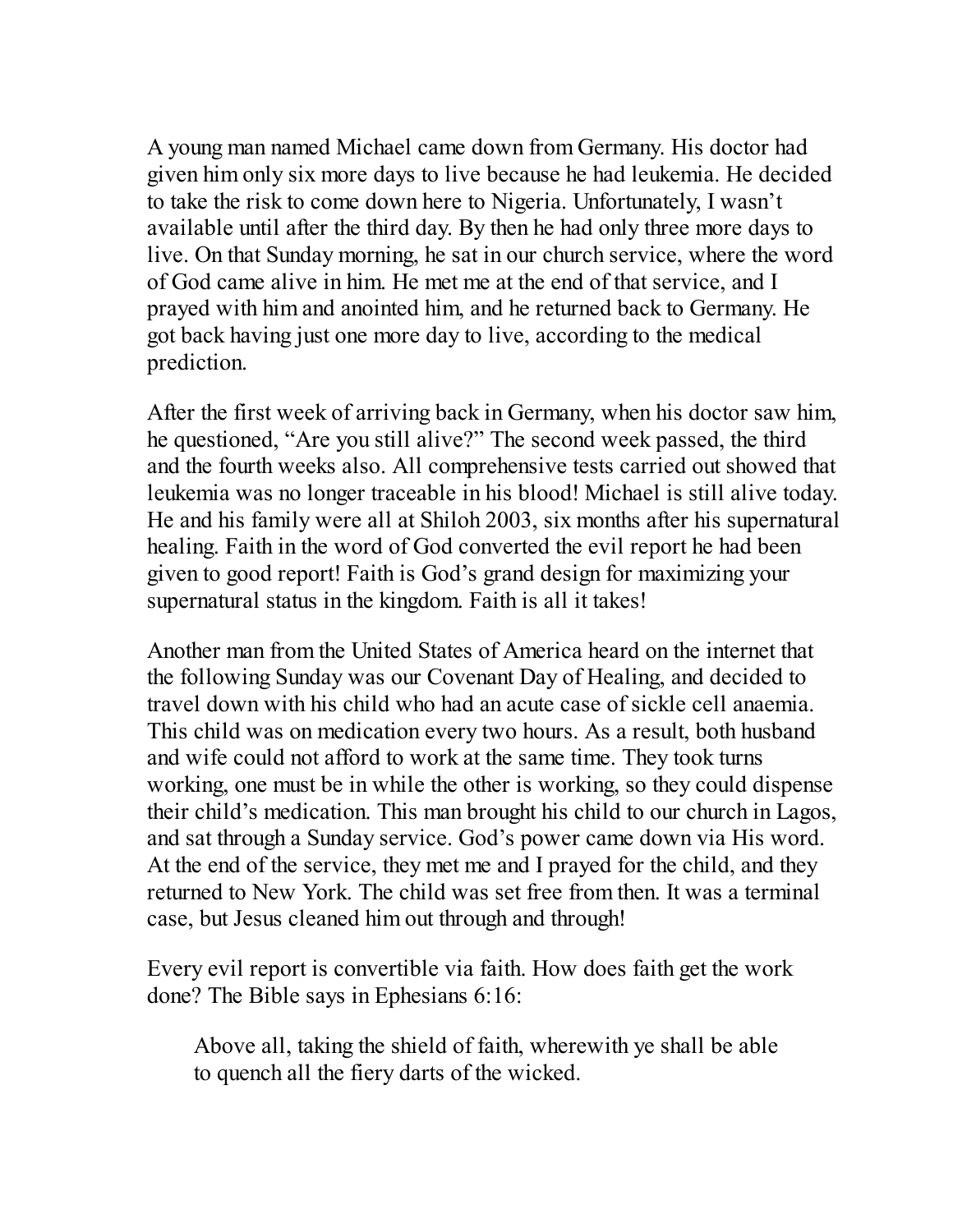A young man named Michael came down from Germany. His doctor had given him only six more days to live because he had leukemia. He decided to take the risk to come down here to Nigeria. Unfortunately, I wasn't available until after the third day. By then he had only three more days to live. On that Sunday morning, he sat in our church service, where the word of God came alive in him. He met me at the end of that service, and I prayed with him and anointed him, and he returned back to Germany. He got back having just one more day to live, according to the medical prediction.

After the first week of arriving back in Germany, when his doctor saw him, he questioned, "Are you still alive?" The second week passed, the third and the fourth weeks also. All comprehensive tests carried out showed that leukemia was no longer traceable in his blood! Michael is still alive today. He and his family were all at Shiloh 2003, six months after his supernatural healing. Faith in the word of God converted the evil report he had been given to good report! Faith is God's grand design for maximizing your supernatural status in the kingdom. Faith is all it takes!

Another man from the United States of America heard on the internet that the following Sunday was our Covenant Day of Healing, and decided to travel down with his child who had an acute case of sickle cell anaemia. This child was on medication every two hours. As a result, both husband and wife could not afford to work at the same time. They took turns working, one must be in while the other is working, so they could dispense their child's medication. This man brought his child to our church in Lagos, and sat through a Sunday service. God's power came down via His word. At the end of the service, they met me and I prayed for the child, and they returned to New York. The child was set free from then. It was a terminal case, but Jesus cleaned him out through and through!

Every evil report is convertible via faith. How does faith get the work done? The Bible says in Ephesians 6:16:

> Above all, taking the shield of faith, wherewith ye shall be able to quench all the fiery darts of the wicked.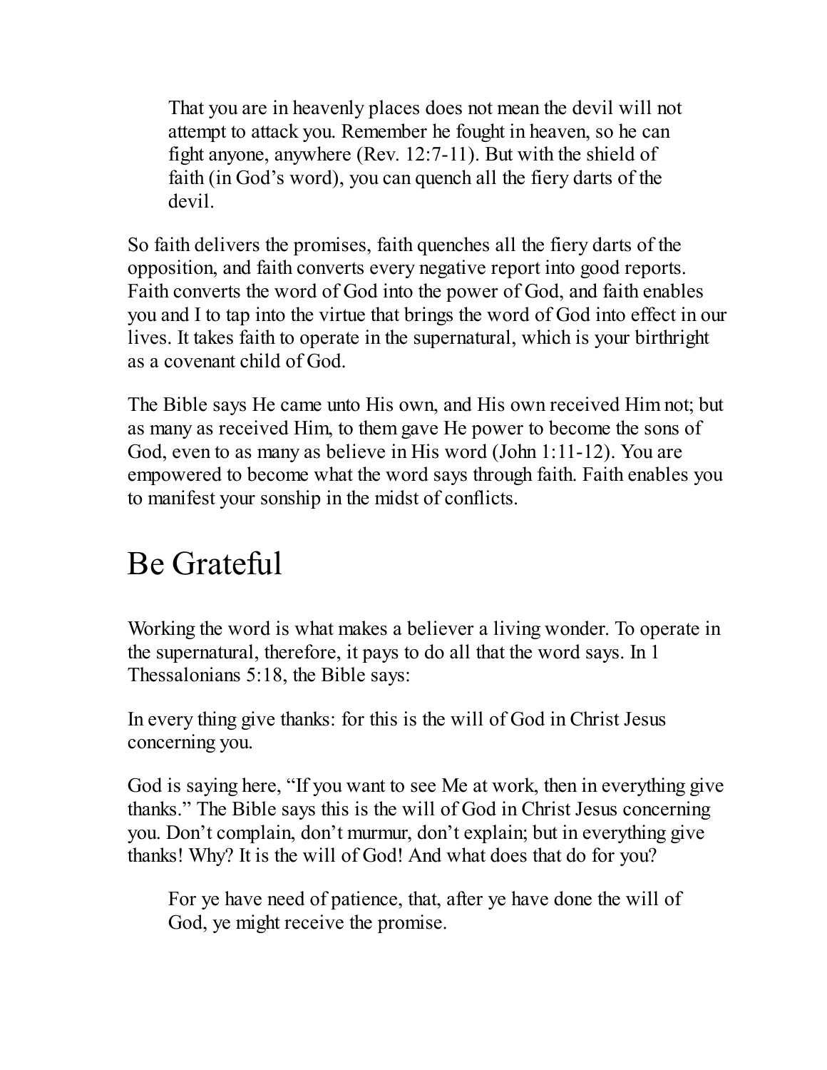> That you are in heavenly places does not mean the devil will not attempt to attack you. Remember he fought in heaven, so he can fight anyone, anywhere (Rev. 12:7-11). But with the shield of faith (in God's word), you can quench all the fiery darts of the devil.

So faith delivers the promises, faith quenches all the fiery darts of the opposition, and faith converts every negative report into good reports. Faith converts the word of God into the power of God, and faith enables you and I to tap into the virtue that brings the word of God into effect in our lives. It takes faith to operate in the supernatural, which is your birthright as a covenant child of God.

The Bible says He came unto His own, and His own received Him not; but as many as received Him, to them gave He power to become the sons of God, even to as many as believe in His word (John 1:11-12). You are empowered to become what the word says through faith. Faith enables you to manifest your sonship in the midst of conflicts.

# Be Grateful

Working the word is what makes a believer a living wonder. To operate in the supernatural, therefore, it pays to do all that the word says. In 1 Thessalonians 5:18, the Bible says:

In every thing give thanks: for this is the will of God in Christ Jesus concerning you.

God is saying here, "If you want to see Me at work, then in everything give thanks." The Bible says this is the will of God in Christ Jesus concerning you. Don't complain, don't murmur, don't explain; but in everything give thanks! Why? It is the will of God! And what does that do for you?

> For ye have need of patience, that, after ye have done the will of God, ye might receive the promise.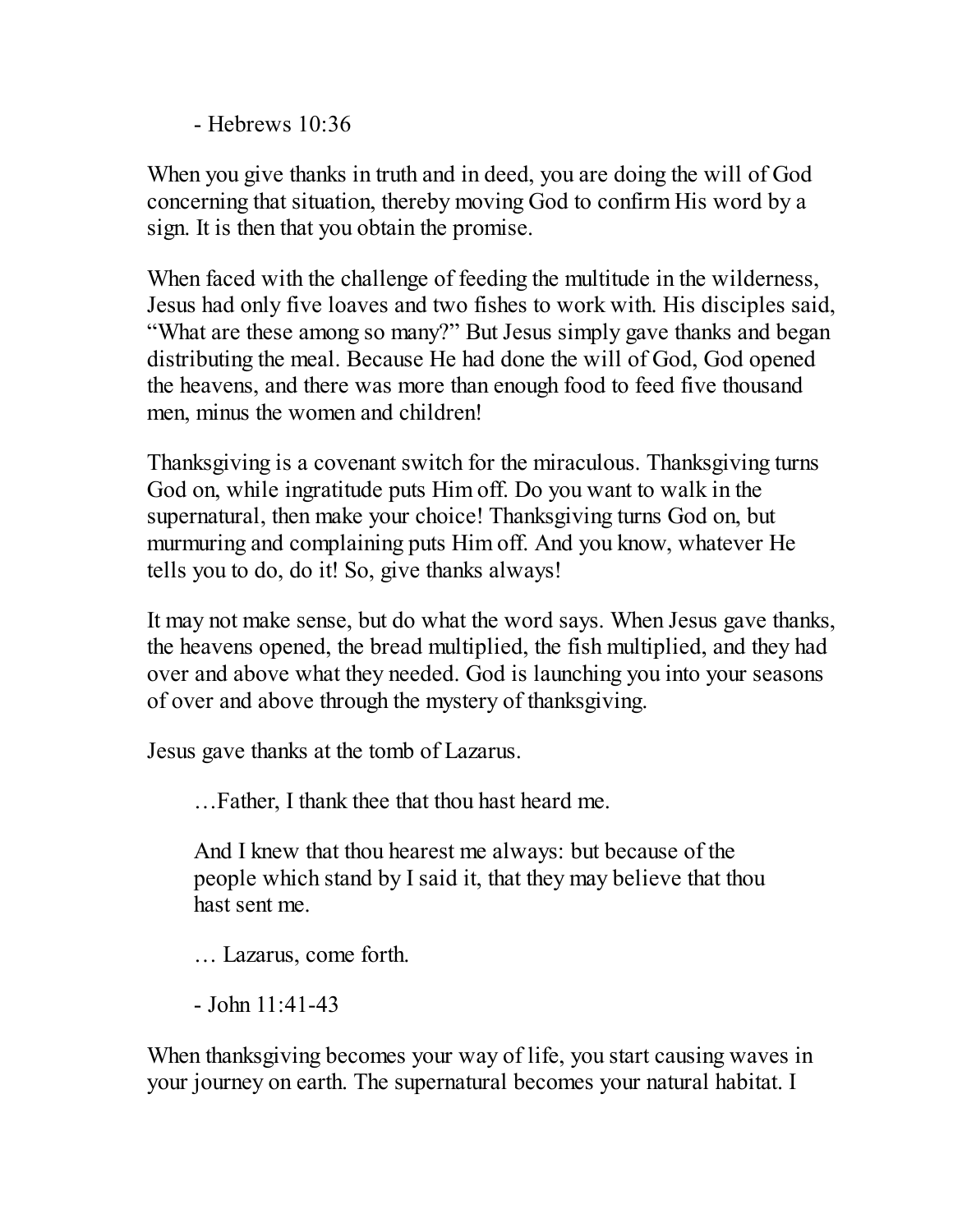- Hebrews 10:36

When you give thanks in truth and in deed, you are doing the will of God concerning that situation, thereby moving God to confirm His word by a sign. It is then that you obtain the promise.

When faced with the challenge of feeding the multitude in the wilderness, Jesus had only five loaves and two fishes to work with. His disciples said, "What are these among so many?" But Jesus simply gave thanks and began distributing the meal. Because He had done the will of God, God opened the heavens, and there was more than enough food to feed five thousand men, minus the women and children!

Thanksgiving is a covenant switch for the miraculous. Thanksgiving turns God on, while ingratitude puts Him off. Do you want to walk in the supernatural, then make your choice! Thanksgiving turns God on, but murmuring and complaining puts Him off. And you know, whatever He tells you to do, do it! So, give thanks always!

It may not make sense, but do what the word says. When Jesus gave thanks, the heavens opened, the bread multiplied, the fish multiplied, and they had over and above what they needed. God is launching you into your seasons of over and above through the mystery of thanksgiving.

Jesus gave thanks at the tomb of Lazarus.

> …Father, I thank thee that thou hast heard me.
>
> And I knew that thou hearest me always: but because of the people which stand by I said it, that they may believe that thou hast sent me.
>
> … Lazarus, come forth.
>
> - John 11:41-43

When thanksgiving becomes your way of life, you start causing waves in your journey on earth. The supernatural becomes your natural habitat. I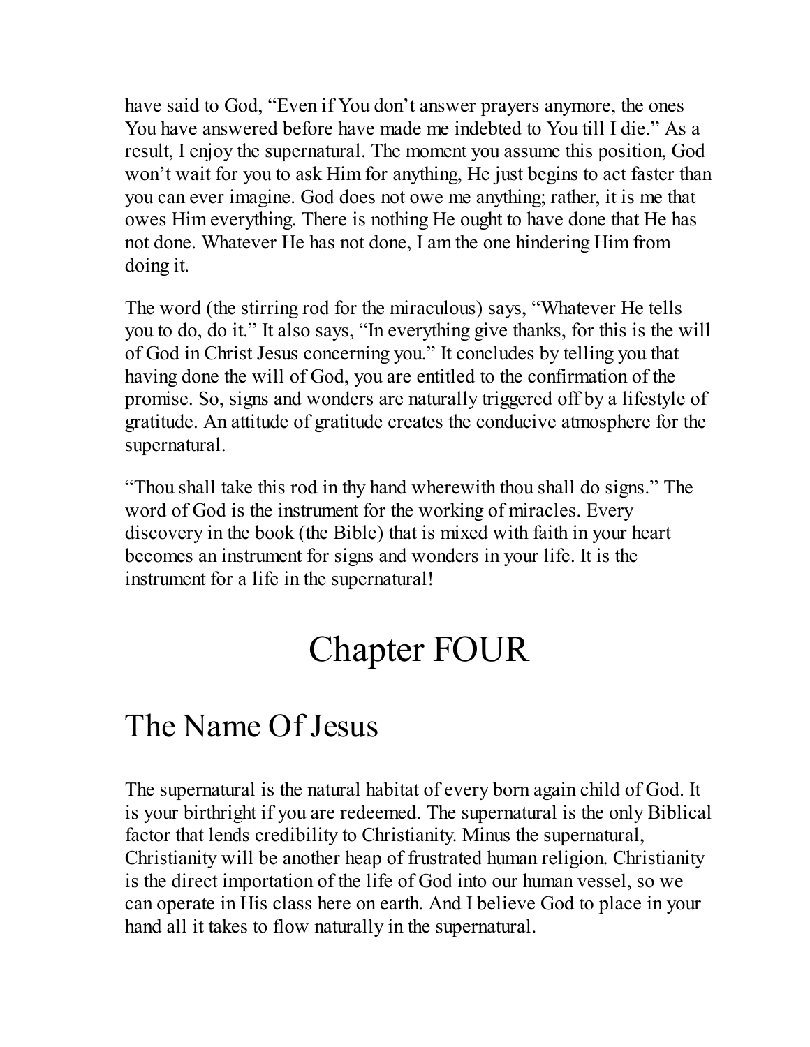have said to God, "Even if You don't answer prayers anymore, the ones You have answered before have made me indebted to You till I die." As a result, I enjoy the supernatural. The moment you assume this position, God won't wait for you to ask Him for anything, He just begins to act faster than you can ever imagine. God does not owe me anything; rather, it is me that owes Him everything. There is nothing He ought to have done that He has not done. Whatever He has not done, I am the one hindering Him from doing it.

The word (the stirring rod for the miraculous) says, "Whatever He tells you to do, do it." It also says, "In everything give thanks, for this is the will of God in Christ Jesus concerning you." It concludes by telling you that having done the will of God, you are entitled to the confirmation of the promise. So, signs and wonders are naturally triggered off by a lifestyle of gratitude. An attitude of gratitude creates the conducive atmosphere for the supernatural.

"Thou shall take this rod in thy hand wherewith thou shall do signs." The word of God is the instrument for the working of miracles. Every discovery in the book (the Bible) that is mixed with faith in your heart becomes an instrument for signs and wonders in your life. It is the instrument for a life in the supernatural!

# Chapter FOUR

## The Name Of Jesus

The supernatural is the natural habitat of every born again child of God. It is your birthright if you are redeemed. The supernatural is the only Biblical factor that lends credibility to Christianity. Minus the supernatural, Christianity will be another heap of frustrated human religion. Christianity is the direct importation of the life of God into our human vessel, so we can operate in His class here on earth. And I believe God to place in your hand all it takes to flow naturally in the supernatural.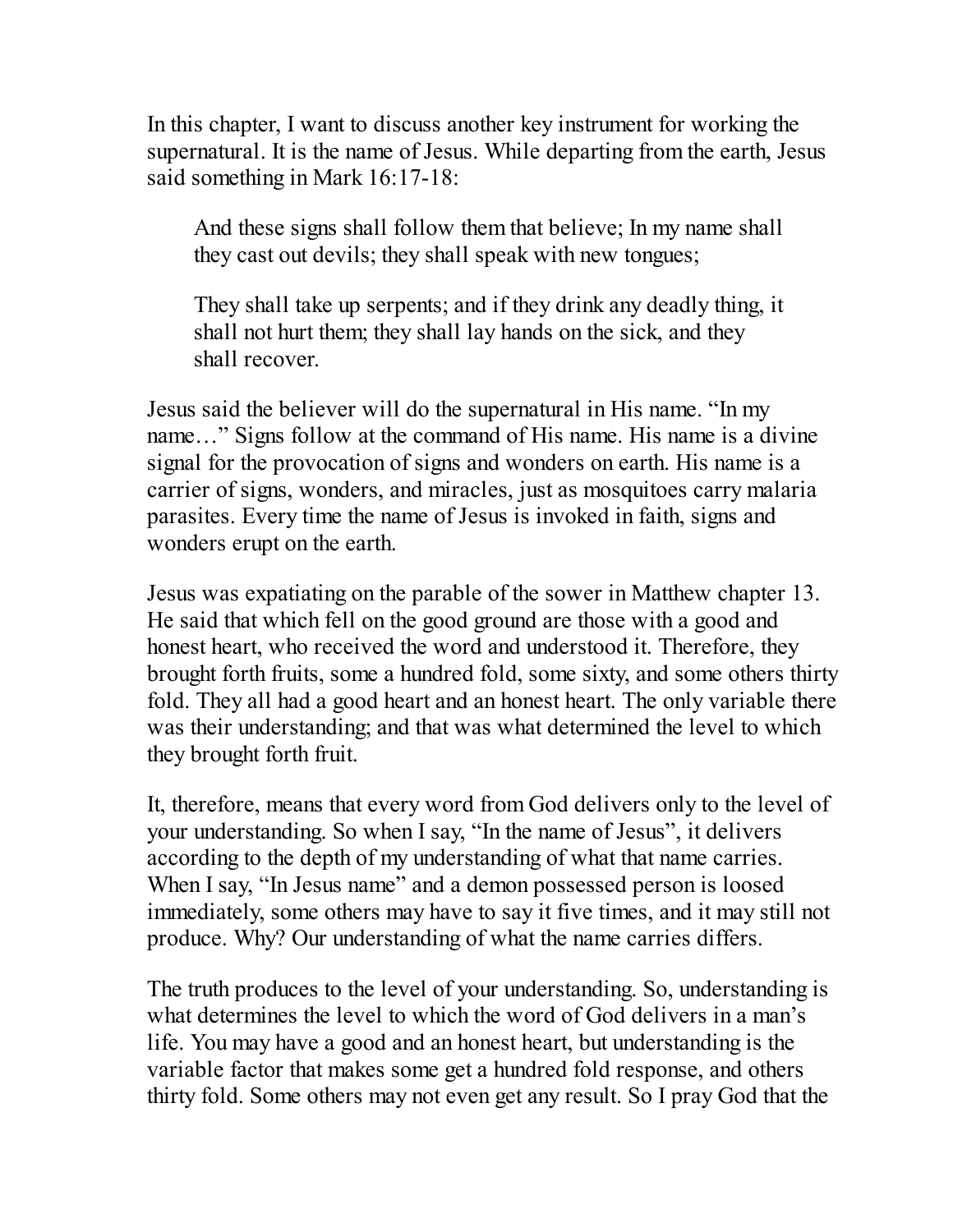In this chapter, I want to discuss another key instrument for working the supernatural. It is the name of Jesus. While departing from the earth, Jesus said something in Mark 16:17-18:

> And these signs shall follow them that believe; In my name shall they cast out devils; they shall speak with new tongues;
>
> They shall take up serpents; and if they drink any deadly thing, it shall not hurt them; they shall lay hands on the sick, and they shall recover.

Jesus said the believer will do the supernatural in His name. "In my name…" Signs follow at the command of His name. His name is a divine signal for the provocation of signs and wonders on earth. His name is a carrier of signs, wonders, and miracles, just as mosquitoes carry malaria parasites. Every time the name of Jesus is invoked in faith, signs and wonders erupt on the earth.

Jesus was expatiating on the parable of the sower in Matthew chapter 13. He said that which fell on the good ground are those with a good and honest heart, who received the word and understood it. Therefore, they brought forth fruits, some a hundred fold, some sixty, and some others thirty fold. They all had a good heart and an honest heart. The only variable there was their understanding; and that was what determined the level to which they brought forth fruit.

It, therefore, means that every word from God delivers only to the level of your understanding. So when I say, "In the name of Jesus", it delivers according to the depth of my understanding of what that name carries. When I say, "In Jesus name" and a demon possessed person is loosed immediately, some others may have to say it five times, and it may still not produce. Why? Our understanding of what the name carries differs.

The truth produces to the level of your understanding. So, understanding is what determines the level to which the word of God delivers in a man's life. You may have a good and an honest heart, but understanding is the variable factor that makes some get a hundred fold response, and others thirty fold. Some others may not even get any result. So I pray God that the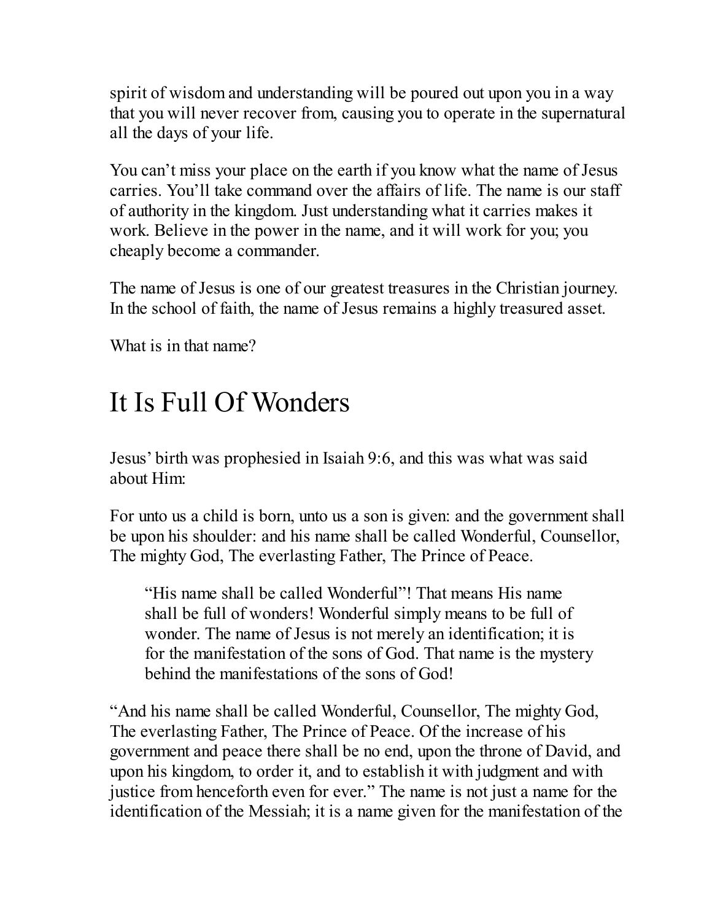spirit of wisdom and understanding will be poured out upon you in a way that you will never recover from, causing you to operate in the supernatural all the days of your life.

You can't miss your place on the earth if you know what the name of Jesus carries. You'll take command over the affairs of life. The name is our staff of authority in the kingdom. Just understanding what it carries makes it work. Believe in the power in the name, and it will work for you; you cheaply become a commander.

The name of Jesus is one of our greatest treasures in the Christian journey. In the school of faith, the name of Jesus remains a highly treasured asset.

What is in that name?

# It Is Full Of Wonders

Jesus' birth was prophesied in Isaiah 9:6, and this was what was said about Him:

For unto us a child is born, unto us a son is given: and the government shall be upon his shoulder: and his name shall be called Wonderful, Counsellor, The mighty God, The everlasting Father, The Prince of Peace.

> "His name shall be called Wonderful"! That means His name shall be full of wonders! Wonderful simply means to be full of wonder. The name of Jesus is not merely an identification; it is for the manifestation of the sons of God. That name is the mystery behind the manifestations of the sons of God!

"And his name shall be called Wonderful, Counsellor, The mighty God, The everlasting Father, The Prince of Peace. Of the increase of his government and peace there shall be no end, upon the throne of David, and upon his kingdom, to order it, and to establish it with judgment and with justice from henceforth even for ever." The name is not just a name for the identification of the Messiah; it is a name given for the manifestation of the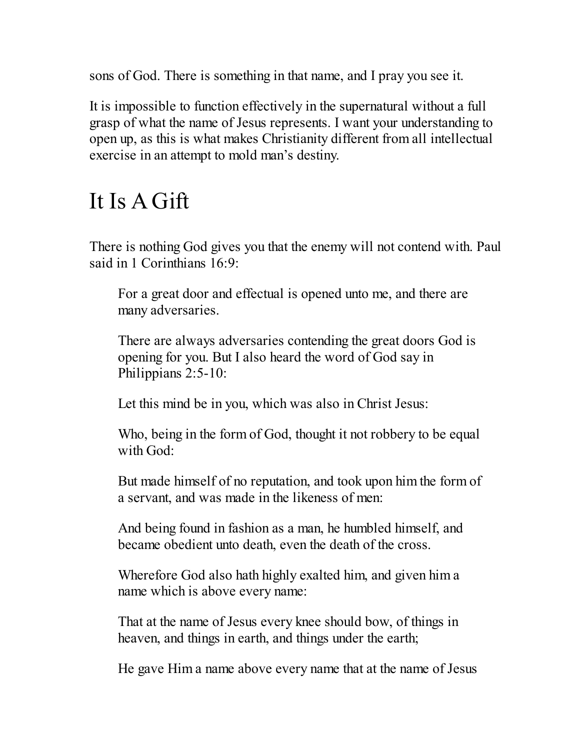sons of God. There is something in that name, and I pray you see it.

It is impossible to function effectively in the supernatural without a full grasp of what the name of Jesus represents. I want your understanding to open up, as this is what makes Christianity different from all intellectual exercise in an attempt to mold man's destiny.

# It Is A Gift

There is nothing God gives you that the enemy will not contend with. Paul said in 1 Corinthians 16:9:

> For a great door and effectual is opened unto me, and there are many adversaries.
>
> There are always adversaries contending the great doors God is opening for you. But I also heard the word of God say in Philippians 2:5-10:
>
> Let this mind be in you, which was also in Christ Jesus:
>
> Who, being in the form of God, thought it not robbery to be equal with God:
>
> But made himself of no reputation, and took upon him the form of a servant, and was made in the likeness of men:
>
> And being found in fashion as a man, he humbled himself, and became obedient unto death, even the death of the cross.
>
> Wherefore God also hath highly exalted him, and given him a name which is above every name:
>
> That at the name of Jesus every knee should bow, of things in heaven, and things in earth, and things under the earth;
>
> He gave Him a name above every name that at the name of Jesus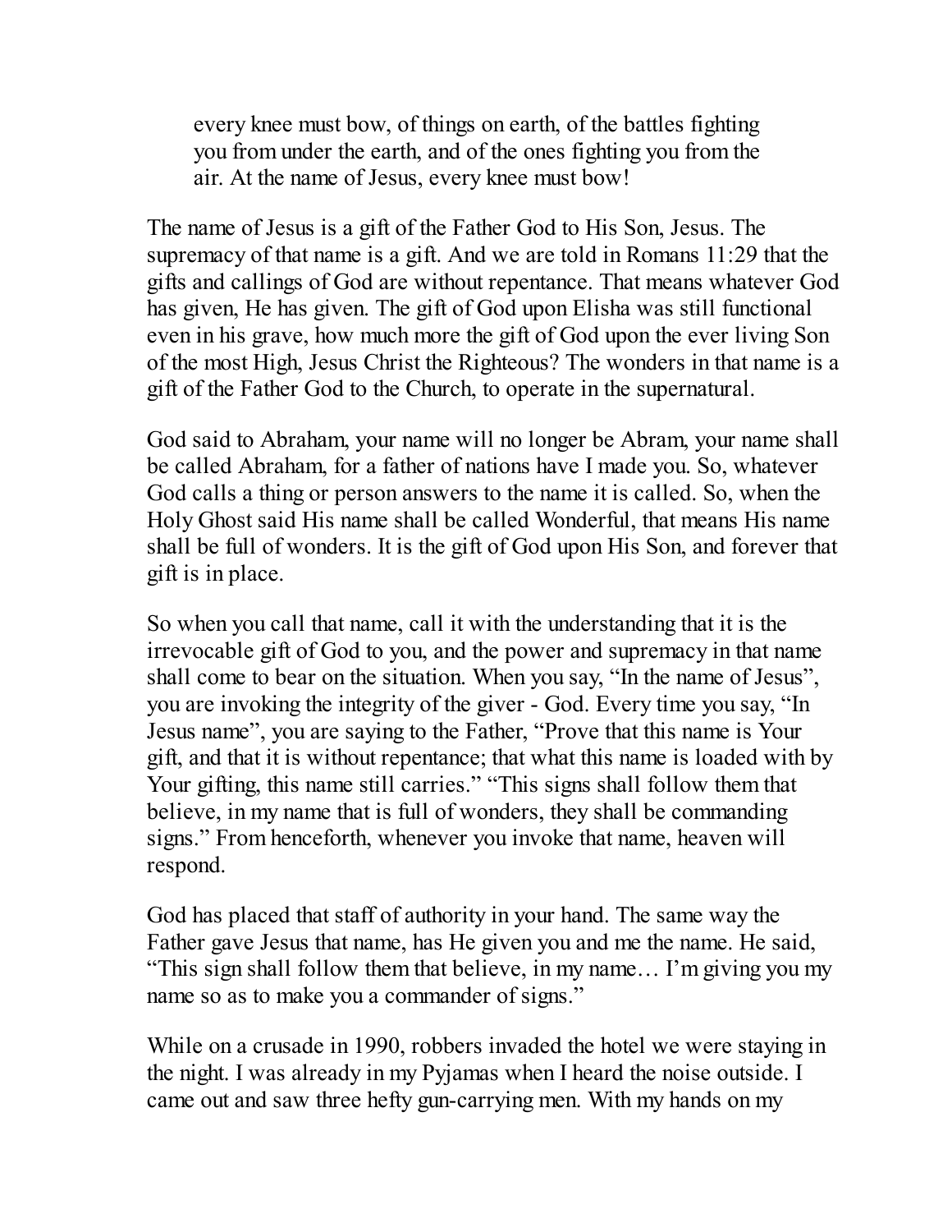> every knee must bow, of things on earth, of the battles fighting you from under the earth, and of the ones fighting you from the air. At the name of Jesus, every knee must bow!

The name of Jesus is a gift of the Father God to His Son, Jesus. The supremacy of that name is a gift. And we are told in Romans 11:29 that the gifts and callings of God are without repentance. That means whatever God has given, He has given. The gift of God upon Elisha was still functional even in his grave, how much more the gift of God upon the ever living Son of the most High, Jesus Christ the Righteous? The wonders in that name is a gift of the Father God to the Church, to operate in the supernatural.

God said to Abraham, your name will no longer be Abram, your name shall be called Abraham, for a father of nations have I made you. So, whatever God calls a thing or person answers to the name it is called. So, when the Holy Ghost said His name shall be called Wonderful, that means His name shall be full of wonders. It is the gift of God upon His Son, and forever that gift is in place.

So when you call that name, call it with the understanding that it is the irrevocable gift of God to you, and the power and supremacy in that name shall come to bear on the situation. When you say, "In the name of Jesus", you are invoking the integrity of the giver - God. Every time you say, "In Jesus name", you are saying to the Father, "Prove that this name is Your gift, and that it is without repentance; that what this name is loaded with by Your gifting, this name still carries." "This signs shall follow them that believe, in my name that is full of wonders, they shall be commanding signs." From henceforth, whenever you invoke that name, heaven will respond.

God has placed that staff of authority in your hand. The same way the Father gave Jesus that name, has He given you and me the name. He said, "This sign shall follow them that believe, in my name… I'm giving you my name so as to make you a commander of signs."

While on a crusade in 1990, robbers invaded the hotel we were staying in the night. I was already in my Pyjamas when I heard the noise outside. I came out and saw three hefty gun-carrying men. With my hands on my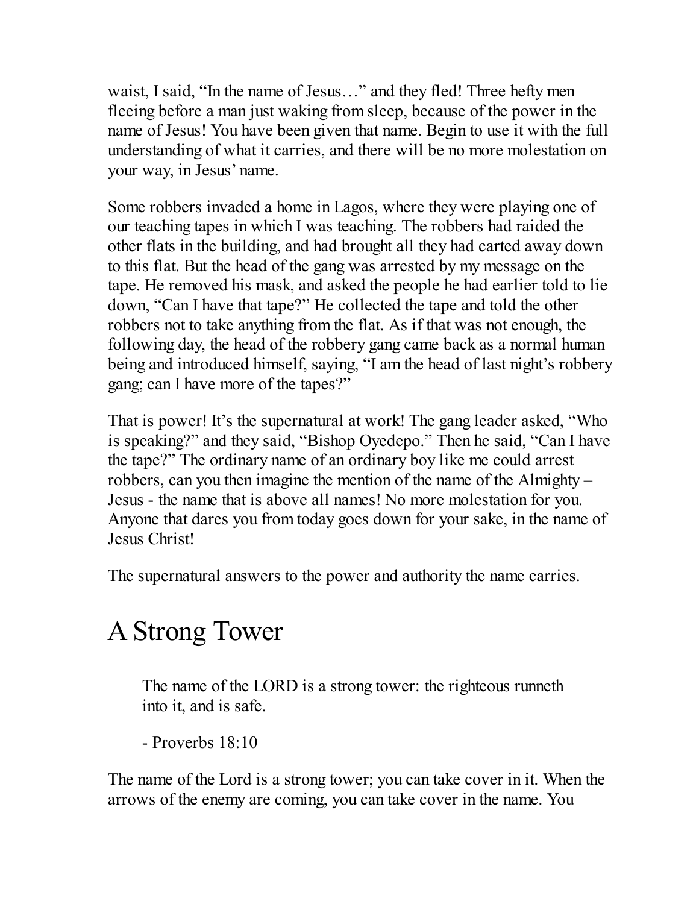waist, I said, "In the name of Jesus…" and they fled! Three hefty men fleeing before a man just waking from sleep, because of the power in the name of Jesus! You have been given that name. Begin to use it with the full understanding of what it carries, and there will be no more molestation on your way, in Jesus' name.

Some robbers invaded a home in Lagos, where they were playing one of our teaching tapes in which I was teaching. The robbers had raided the other flats in the building, and had brought all they had carted away down to this flat. But the head of the gang was arrested by my message on the tape. He removed his mask, and asked the people he had earlier told to lie down, "Can I have that tape?" He collected the tape and told the other robbers not to take anything from the flat. As if that was not enough, the following day, the head of the robbery gang came back as a normal human being and introduced himself, saying, "I am the head of last night's robbery gang; can I have more of the tapes?"

That is power! It's the supernatural at work! The gang leader asked, "Who is speaking?" and they said, "Bishop Oyedepo." Then he said, "Can I have the tape?" The ordinary name of an ordinary boy like me could arrest robbers, can you then imagine the mention of the name of the Almighty – Jesus - the name that is above all names! No more molestation for you. Anyone that dares you from today goes down for your sake, in the name of Jesus Christ!

The supernatural answers to the power and authority the name carries.

# A Strong Tower

> The name of the LORD is a strong tower: the righteous runneth into it, and is safe.
>
> - Proverbs 18:10

The name of the Lord is a strong tower; you can take cover in it. When the arrows of the enemy are coming, you can take cover in the name. You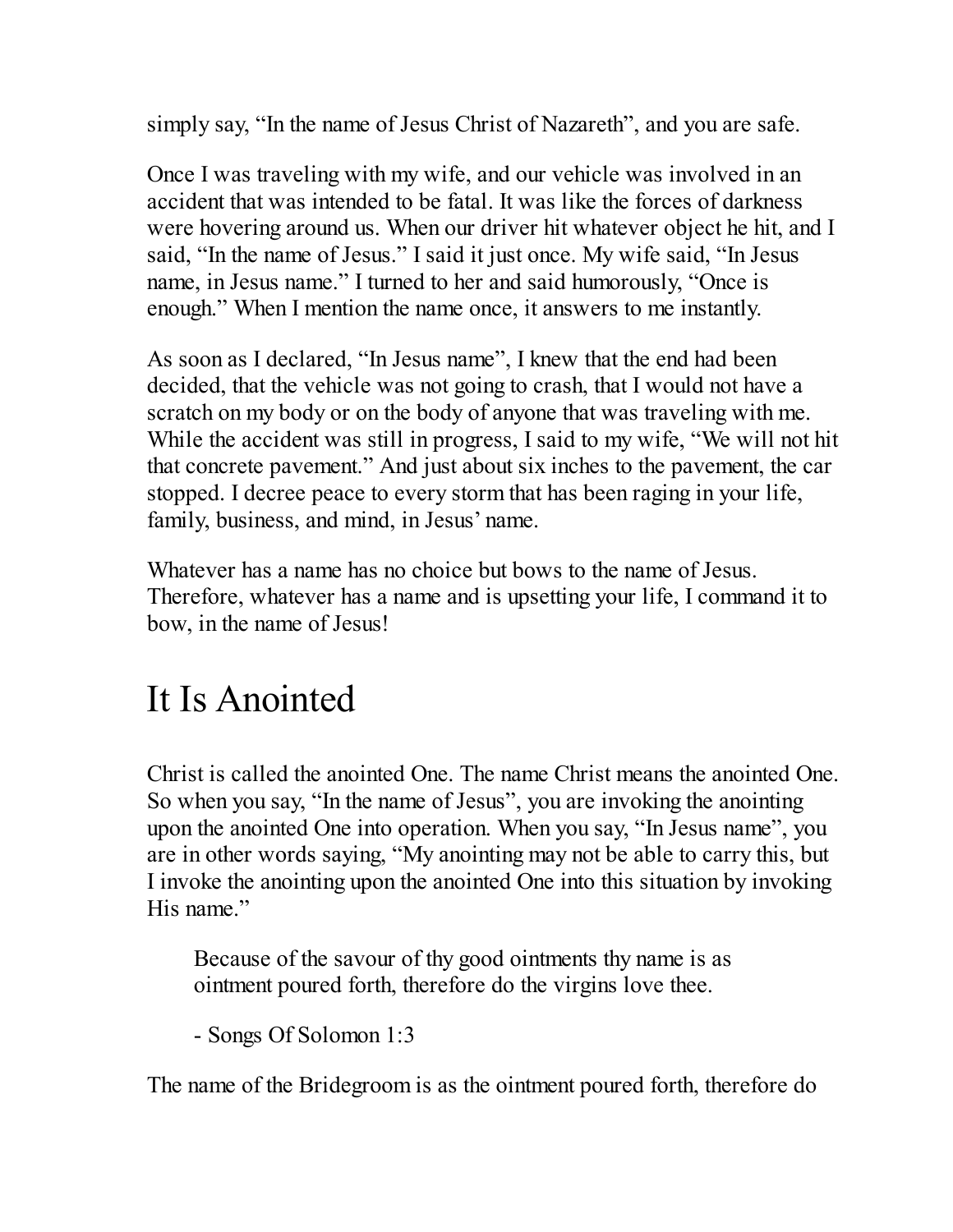simply say, "In the name of Jesus Christ of Nazareth", and you are safe.

Once I was traveling with my wife, and our vehicle was involved in an accident that was intended to be fatal. It was like the forces of darkness were hovering around us. When our driver hit whatever object he hit, and I said, "In the name of Jesus." I said it just once. My wife said, "In Jesus name, in Jesus name." I turned to her and said humorously, "Once is enough." When I mention the name once, it answers to me instantly.

As soon as I declared, "In Jesus name", I knew that the end had been decided, that the vehicle was not going to crash, that I would not have a scratch on my body or on the body of anyone that was traveling with me. While the accident was still in progress, I said to my wife, "We will not hit that concrete pavement." And just about six inches to the pavement, the car stopped. I decree peace to every storm that has been raging in your life, family, business, and mind, in Jesus' name.

Whatever has a name has no choice but bows to the name of Jesus. Therefore, whatever has a name and is upsetting your life, I command it to bow, in the name of Jesus!

# It Is Anointed

Christ is called the anointed One. The name Christ means the anointed One. So when you say, "In the name of Jesus", you are invoking the anointing upon the anointed One into operation. When you say, "In Jesus name", you are in other words saying, "My anointing may not be able to carry this, but I invoke the anointing upon the anointed One into this situation by invoking His name."

> Because of the savour of thy good ointments thy name is as ointment poured forth, therefore do the virgins love thee.
>
> - Songs Of Solomon 1:3

The name of the Bridegroom is as the ointment poured forth, therefore do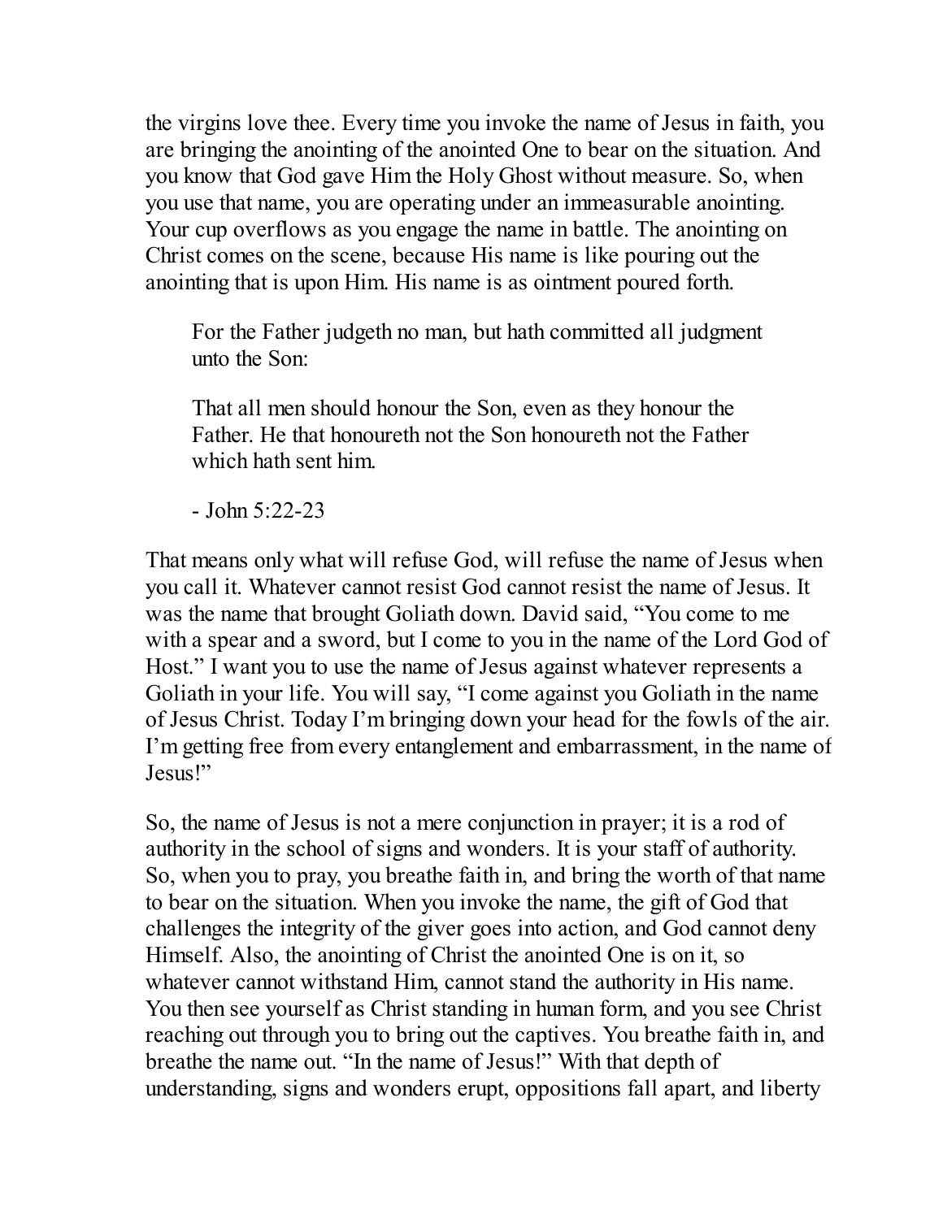the virgins love thee. Every time you invoke the name of Jesus in faith, you are bringing the anointing of the anointed One to bear on the situation. And you know that God gave Him the Holy Ghost without measure. So, when you use that name, you are operating under an immeasurable anointing. Your cup overflows as you engage the name in battle. The anointing on Christ comes on the scene, because His name is like pouring out the anointing that is upon Him. His name is as ointment poured forth.

> For the Father judgeth no man, but hath committed all judgment unto the Son:
>
> That all men should honour the Son, even as they honour the Father. He that honoureth not the Son honoureth not the Father which hath sent him.
>
> - John 5:22-23

That means only what will refuse God, will refuse the name of Jesus when you call it. Whatever cannot resist God cannot resist the name of Jesus. It was the name that brought Goliath down. David said, "You come to me with a spear and a sword, but I come to you in the name of the Lord God of Host." I want you to use the name of Jesus against whatever represents a Goliath in your life. You will say, "I come against you Goliath in the name of Jesus Christ. Today I'm bringing down your head for the fowls of the air. I'm getting free from every entanglement and embarrassment, in the name of Jesus!"

So, the name of Jesus is not a mere conjunction in prayer; it is a rod of authority in the school of signs and wonders. It is your staff of authority. So, when you to pray, you breathe faith in, and bring the worth of that name to bear on the situation. When you invoke the name, the gift of God that challenges the integrity of the giver goes into action, and God cannot deny Himself. Also, the anointing of Christ the anointed One is on it, so whatever cannot withstand Him, cannot stand the authority in His name. You then see yourself as Christ standing in human form, and you see Christ reaching out through you to bring out the captives. You breathe faith in, and breathe the name out. "In the name of Jesus!" With that depth of understanding, signs and wonders erupt, oppositions fall apart, and liberty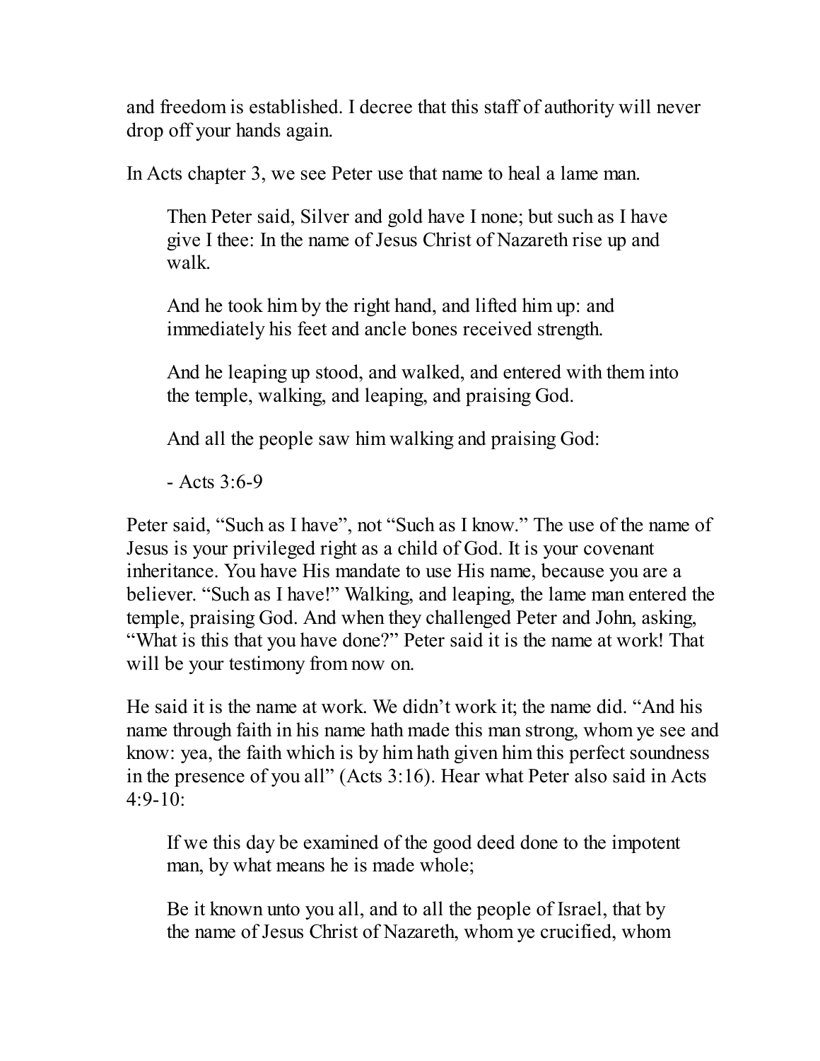and freedom is established. I decree that this staff of authority will never drop off your hands again.

In Acts chapter 3, we see Peter use that name to heal a lame man.

> Then Peter said, Silver and gold have I none; but such as I have give I thee: In the name of Jesus Christ of Nazareth rise up and walk.
>
> And he took him by the right hand, and lifted him up: and immediately his feet and ancle bones received strength.
>
> And he leaping up stood, and walked, and entered with them into the temple, walking, and leaping, and praising God.
>
> And all the people saw him walking and praising God:
>
> - Acts 3:6-9

Peter said, "Such as I have", not "Such as I know." The use of the name of Jesus is your privileged right as a child of God. It is your covenant inheritance. You have His mandate to use His name, because you are a believer. "Such as I have!" Walking, and leaping, the lame man entered the temple, praising God. And when they challenged Peter and John, asking, "What is this that you have done?" Peter said it is the name at work! That will be your testimony from now on.

He said it is the name at work. We didn't work it; the name did. "And his name through faith in his name hath made this man strong, whom ye see and know: yea, the faith which is by him hath given him this perfect soundness in the presence of you all" (Acts 3:16). Hear what Peter also said in Acts 4:9-10:

> If we this day be examined of the good deed done to the impotent man, by what means he is made whole;
>
> Be it known unto you all, and to all the people of Israel, that by the name of Jesus Christ of Nazareth, whom ye crucified, whom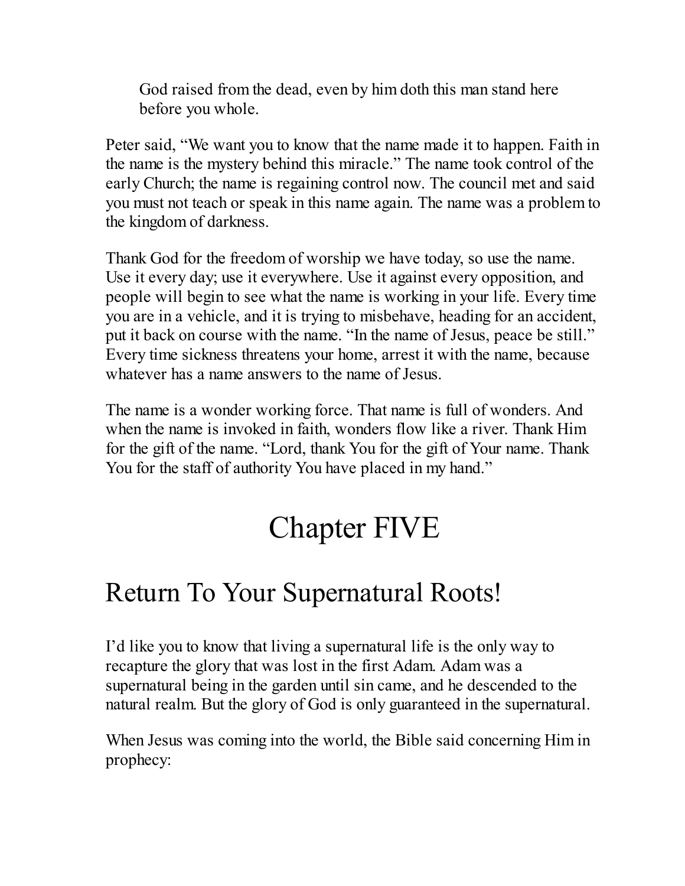> God raised from the dead, even by him doth this man stand here before you whole.

Peter said, "We want you to know that the name made it to happen. Faith in the name is the mystery behind this miracle." The name took control of the early Church; the name is regaining control now. The council met and said you must not teach or speak in this name again. The name was a problem to the kingdom of darkness.

Thank God for the freedom of worship we have today, so use the name. Use it every day; use it everywhere. Use it against every opposition, and people will begin to see what the name is working in your life. Every time you are in a vehicle, and it is trying to misbehave, heading for an accident, put it back on course with the name. "In the name of Jesus, peace be still." Every time sickness threatens your home, arrest it with the name, because whatever has a name answers to the name of Jesus.

The name is a wonder working force. That name is full of wonders. And when the name is invoked in faith, wonders flow like a river. Thank Him for the gift of the name. "Lord, thank You for the gift of Your name. Thank You for the staff of authority You have placed in my hand."

# Chapter FIVE

## Return To Your Supernatural Roots!

I'd like you to know that living a supernatural life is the only way to recapture the glory that was lost in the first Adam. Adam was a supernatural being in the garden until sin came, and he descended to the natural realm. But the glory of God is only guaranteed in the supernatural.

When Jesus was coming into the world, the Bible said concerning Him in prophecy: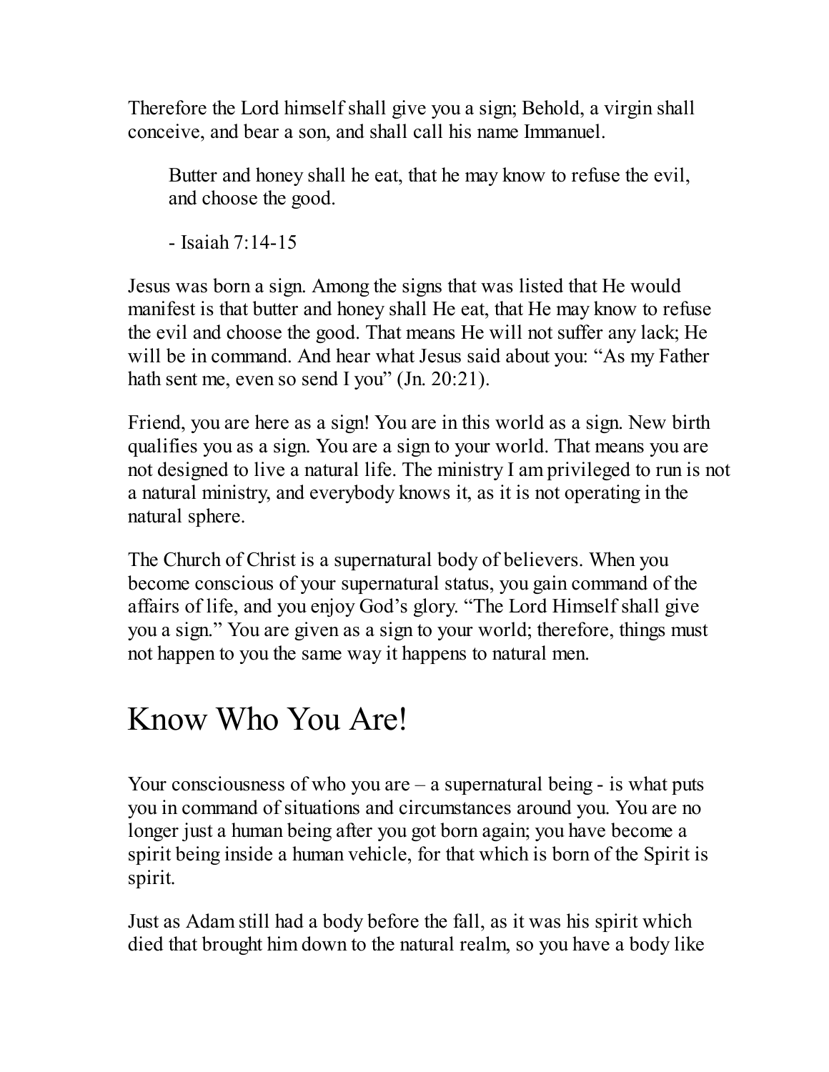Therefore the Lord himself shall give you a sign; Behold, a virgin shall conceive, and bear a son, and shall call his name Immanuel.

> Butter and honey shall he eat, that he may know to refuse the evil, and choose the good.
>
> - Isaiah 7:14-15

Jesus was born a sign. Among the signs that was listed that He would manifest is that butter and honey shall He eat, that He may know to refuse the evil and choose the good. That means He will not suffer any lack; He will be in command. And hear what Jesus said about you: "As my Father hath sent me, even so send I you" (Jn. 20:21).

Friend, you are here as a sign! You are in this world as a sign. New birth qualifies you as a sign. You are a sign to your world. That means you are not designed to live a natural life. The ministry I am privileged to run is not a natural ministry, and everybody knows it, as it is not operating in the natural sphere.

The Church of Christ is a supernatural body of believers. When you become conscious of your supernatural status, you gain command of the affairs of life, and you enjoy God's glory. "The Lord Himself shall give you a sign." You are given as a sign to your world; therefore, things must not happen to you the same way it happens to natural men.

# Know Who You Are!

Your consciousness of who you are – a supernatural being - is what puts you in command of situations and circumstances around you. You are no longer just a human being after you got born again; you have become a spirit being inside a human vehicle, for that which is born of the Spirit is spirit.

Just as Adam still had a body before the fall, as it was his spirit which died that brought him down to the natural realm, so you have a body like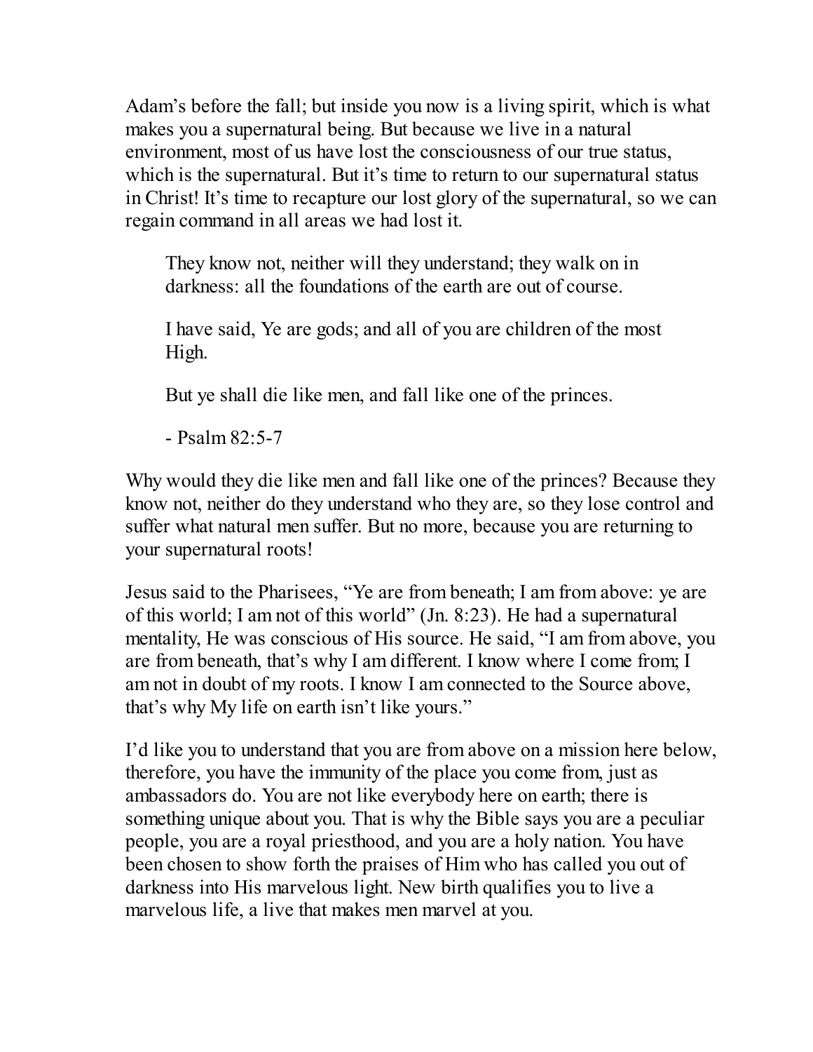Adam's before the fall; but inside you now is a living spirit, which is what makes you a supernatural being. But because we live in a natural environment, most of us have lost the consciousness of our true status, which is the supernatural. But it's time to return to our supernatural status in Christ! It's time to recapture our lost glory of the supernatural, so we can regain command in all areas we had lost it.

> They know not, neither will they understand; they walk on in darkness: all the foundations of the earth are out of course.
>
> I have said, Ye are gods; and all of you are children of the most High.
>
> But ye shall die like men, and fall like one of the princes.
>
> - Psalm 82:5-7

Why would they die like men and fall like one of the princes? Because they know not, neither do they understand who they are, so they lose control and suffer what natural men suffer. But no more, because you are returning to your supernatural roots!

Jesus said to the Pharisees, "Ye are from beneath; I am from above: ye are of this world; I am not of this world" (Jn. 8:23). He had a supernatural mentality, He was conscious of His source. He said, "I am from above, you are from beneath, that's why I am different. I know where I come from; I am not in doubt of my roots. I know I am connected to the Source above, that's why My life on earth isn't like yours."

I'd like you to understand that you are from above on a mission here below, therefore, you have the immunity of the place you come from, just as ambassadors do. You are not like everybody here on earth; there is something unique about you. That is why the Bible says you are a peculiar people, you are a royal priesthood, and you are a holy nation. You have been chosen to show forth the praises of Him who has called you out of darkness into His marvelous light. New birth qualifies you to live a marvelous life, a live that makes men marvel at you.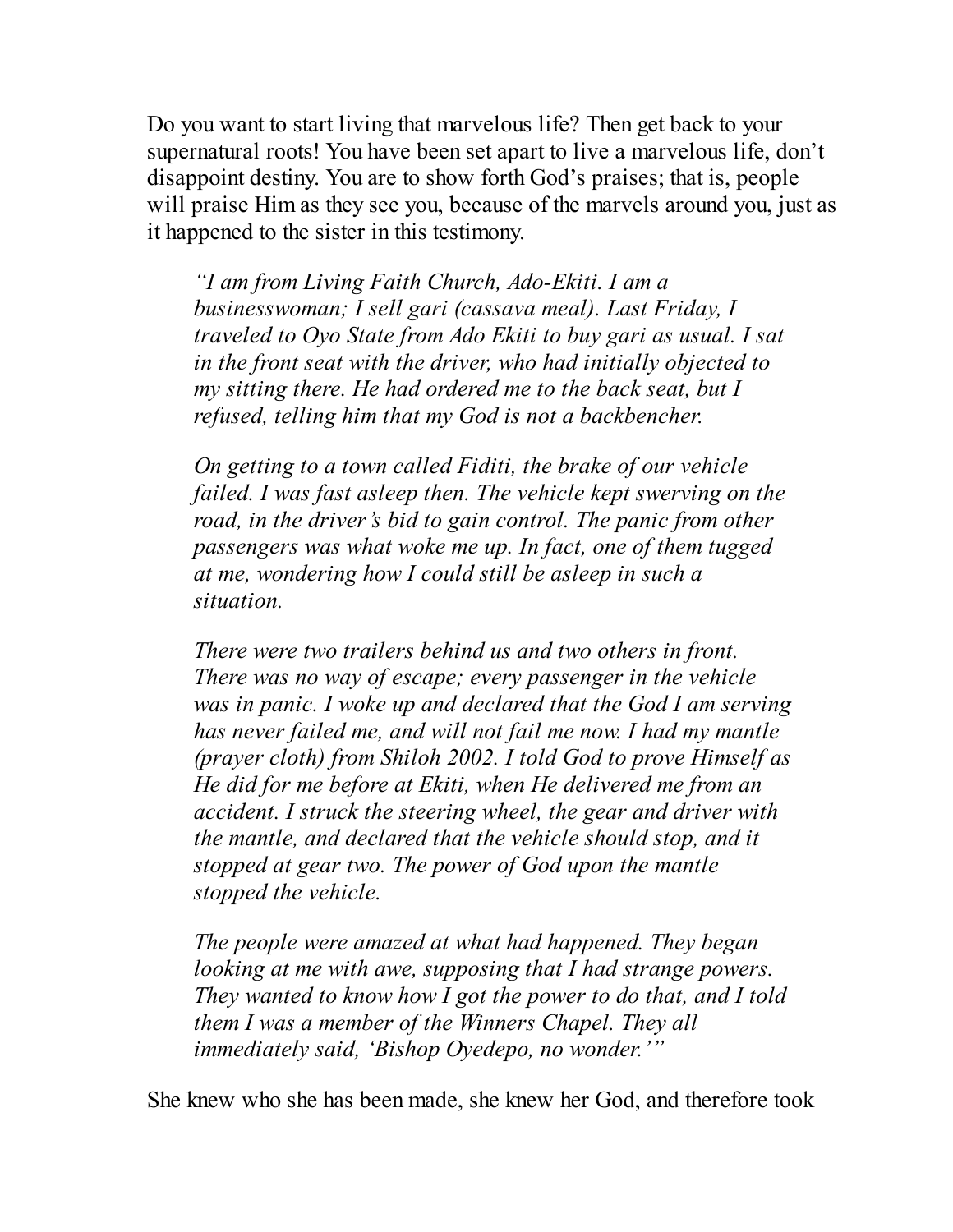Do you want to start living that marvelous life? Then get back to your supernatural roots! You have been set apart to live a marvelous life, don't disappoint destiny. You are to show forth God's praises; that is, people will praise Him as they see you, because of the marvels around you, just as it happened to the sister in this testimony.

> *"I am from Living Faith Church, Ado-Ekiti. I am a businesswoman; I sell gari (cassava meal). Last Friday, I traveled to Oyo State from Ado Ekiti to buy gari as usual. I sat in the front seat with the driver, who had initially objected to my sitting there. He had ordered me to the back seat, but I refused, telling him that my God is not a backbencher.*
>
> *On getting to a town called Fiditi, the brake of our vehicle failed. I was fast asleep then. The vehicle kept swerving on the road, in the driver's bid to gain control. The panic from other passengers was what woke me up. In fact, one of them tugged at me, wondering how I could still be asleep in such a situation.*
>
> *There were two trailers behind us and two others in front. There was no way of escape; every passenger in the vehicle was in panic. I woke up and declared that the God I am serving has never failed me, and will not fail me now. I had my mantle (prayer cloth) from Shiloh 2002. I told God to prove Himself as He did for me before at Ekiti, when He delivered me from an accident. I struck the steering wheel, the gear and driver with the mantle, and declared that the vehicle should stop, and it stopped at gear two. The power of God upon the mantle stopped the vehicle.*
>
> *The people were amazed at what had happened. They began looking at me with awe, supposing that I had strange powers. They wanted to know how I got the power to do that, and I told them I was a member of the Winners Chapel. They all immediately said, 'Bishop Oyedepo, no wonder.'"*

She knew who she has been made, she knew her God, and therefore took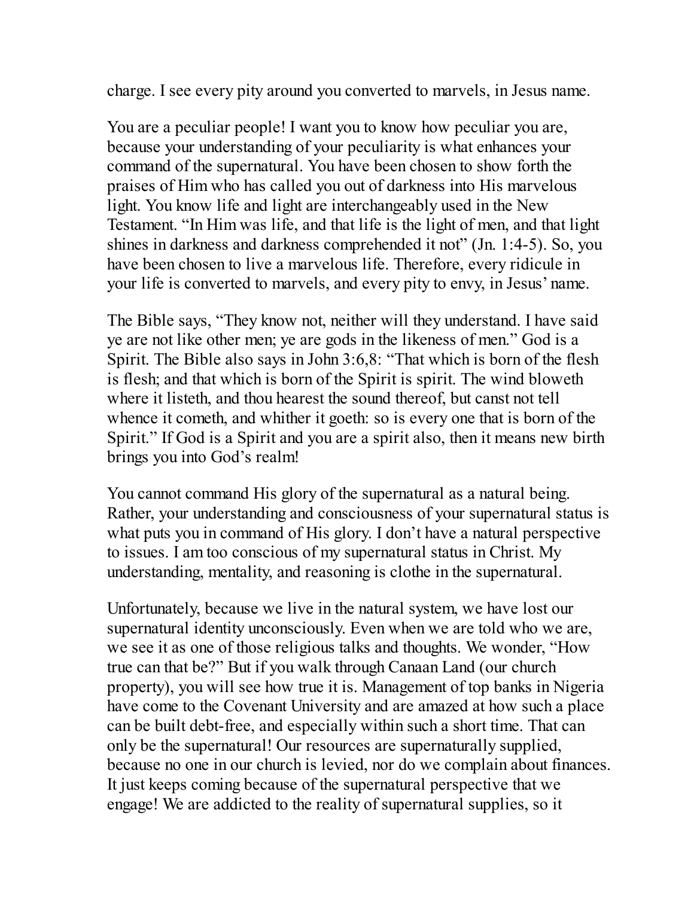charge. I see every pity around you converted to marvels, in Jesus name.

You are a peculiar people! I want you to know how peculiar you are, because your understanding of your peculiarity is what enhances your command of the supernatural. You have been chosen to show forth the praises of Him who has called you out of darkness into His marvelous light. You know life and light are interchangeably used in the New Testament. "In Him was life, and that life is the light of men, and that light shines in darkness and darkness comprehended it not" (Jn. 1:4-5). So, you have been chosen to live a marvelous life. Therefore, every ridicule in your life is converted to marvels, and every pity to envy, in Jesus' name.

The Bible says, "They know not, neither will they understand. I have said ye are not like other men; ye are gods in the likeness of men." God is a Spirit. The Bible also says in John 3:6,8: "That which is born of the flesh is flesh; and that which is born of the Spirit is spirit. The wind bloweth where it listeth, and thou hearest the sound thereof, but canst not tell whence it cometh, and whither it goeth: so is every one that is born of the Spirit." If God is a Spirit and you are a spirit also, then it means new birth brings you into God's realm!

You cannot command His glory of the supernatural as a natural being. Rather, your understanding and consciousness of your supernatural status is what puts you in command of His glory. I don't have a natural perspective to issues. I am too conscious of my supernatural status in Christ. My understanding, mentality, and reasoning is clothe in the supernatural.

Unfortunately, because we live in the natural system, we have lost our supernatural identity unconsciously. Even when we are told who we are, we see it as one of those religious talks and thoughts. We wonder, "How true can that be?" But if you walk through Canaan Land (our church property), you will see how true it is. Management of top banks in Nigeria have come to the Covenant University and are amazed at how such a place can be built debt-free, and especially within such a short time. That can only be the supernatural! Our resources are supernaturally supplied, because no one in our church is levied, nor do we complain about finances. It just keeps coming because of the supernatural perspective that we engage! We are addicted to the reality of supernatural supplies, so it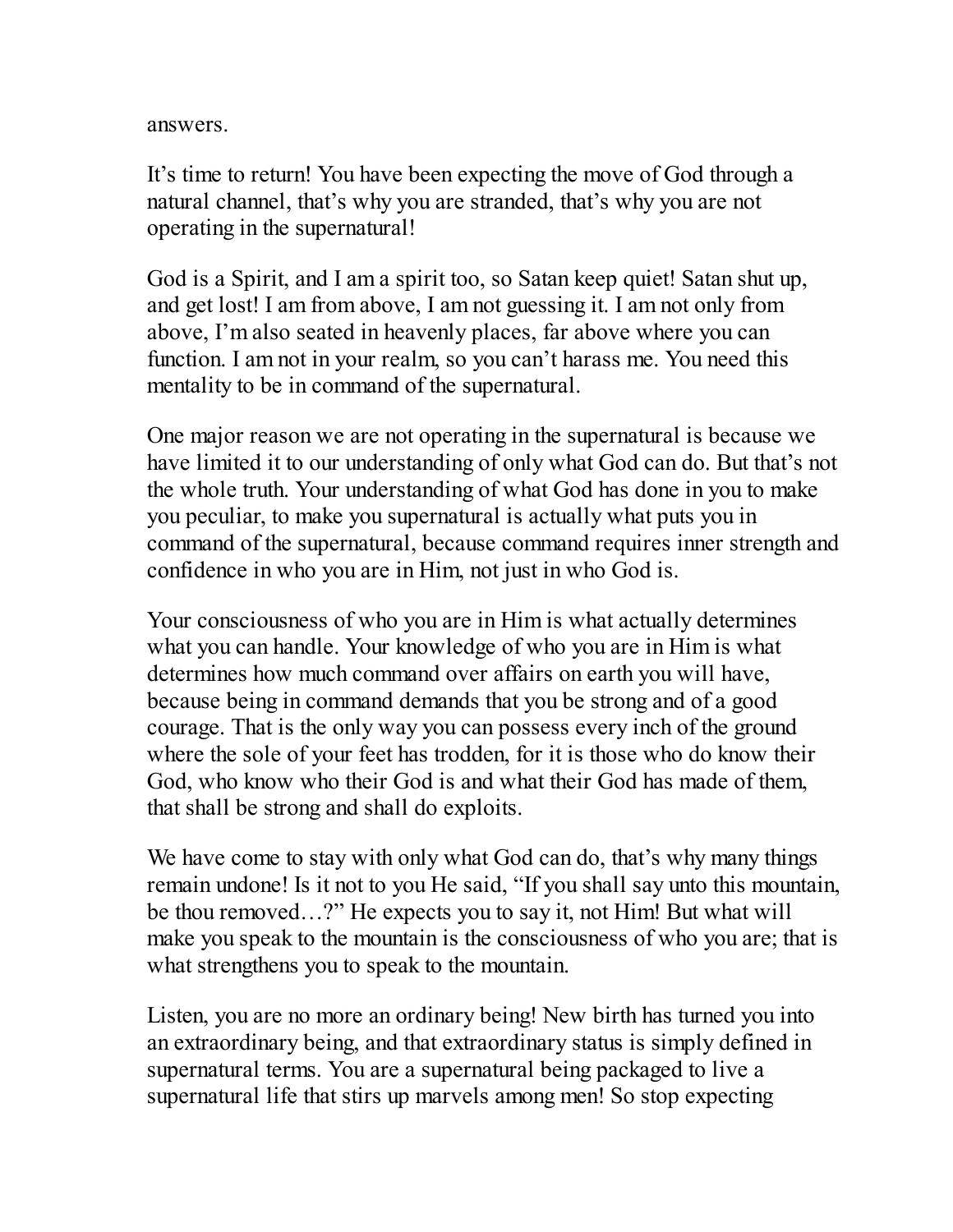answers.

It’s time to return! You have been expecting the move of God through a natural channel, that’s why you are stranded, that’s why you are not operating in the supernatural!

God is a Spirit, and I am a spirit too, so Satan keep quiet! Satan shut up, and get lost! I am from above, I am not guessing it. I am not only from above, I’m also seated in heavenly places, far above where you can function. I am not in your realm, so you can’t harass me. You need this mentality to be in command of the supernatural.

One major reason we are not operating in the supernatural is because we have limited it to our understanding of only what God can do. But that’s not the whole truth. Your understanding of what God has done in you to make you peculiar, to make you supernatural is actually what puts you in command of the supernatural, because command requires inner strength and confidence in who you are in Him, not just in who God is.

Your consciousness of who you are in Him is what actually determines what you can handle. Your knowledge of who you are in Him is what determines how much command over affairs on earth you will have, because being in command demands that you be strong and of a good courage. That is the only way you can possess every inch of the ground where the sole of your feet has trodden, for it is those who do know their God, who know who their God is and what their God has made of them, that shall be strong and shall do exploits.

We have come to stay with only what God can do, that’s why many things remain undone! Is it not to you He said, “If you shall say unto this mountain, be thou removed…?” He expects you to say it, not Him! But what will make you speak to the mountain is the consciousness of who you are; that is what strengthens you to speak to the mountain.

Listen, you are no more an ordinary being! New birth has turned you into an extraordinary being, and that extraordinary status is simply defined in supernatural terms. You are a supernatural being packaged to live a supernatural life that stirs up marvels among men! So stop expecting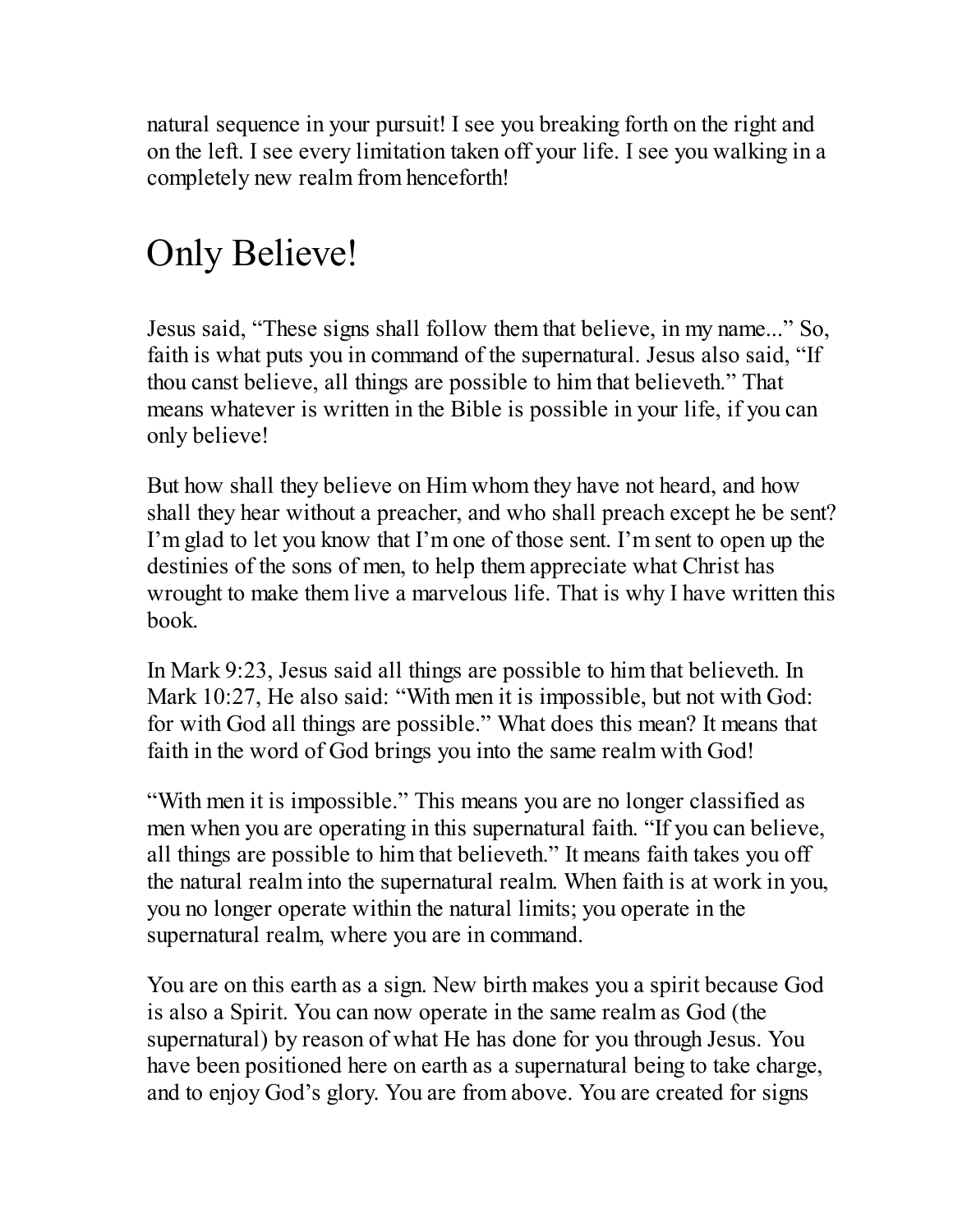natural sequence in your pursuit! I see you breaking forth on the right and on the left. I see every limitation taken off your life. I see you walking in a completely new realm from henceforth!

# Only Believe!

Jesus said, “These signs shall follow them that believe, in my name...” So, faith is what puts you in command of the supernatural. Jesus also said, “If thou canst believe, all things are possible to him that believeth.” That means whatever is written in the Bible is possible in your life, if you can only believe!

But how shall they believe on Him whom they have not heard, and how shall they hear without a preacher, and who shall preach except he be sent? I’m glad to let you know that I’m one of those sent. I’m sent to open up the destinies of the sons of men, to help them appreciate what Christ has wrought to make them live a marvelous life. That is why I have written this book.

In Mark 9:23, Jesus said all things are possible to him that believeth. In Mark 10:27, He also said: “With men it is impossible, but not with God: for with God all things are possible.” What does this mean? It means that faith in the word of God brings you into the same realm with God!

“With men it is impossible.” This means you are no longer classified as men when you are operating in this supernatural faith. “If you can believe, all things are possible to him that believeth.” It means faith takes you off the natural realm into the supernatural realm. When faith is at work in you, you no longer operate within the natural limits; you operate in the supernatural realm, where you are in command.

You are on this earth as a sign. New birth makes you a spirit because God is also a Spirit. You can now operate in the same realm as God (the supernatural) by reason of what He has done for you through Jesus. You have been positioned here on earth as a supernatural being to take charge, and to enjoy God’s glory. You are from above. You are created for signs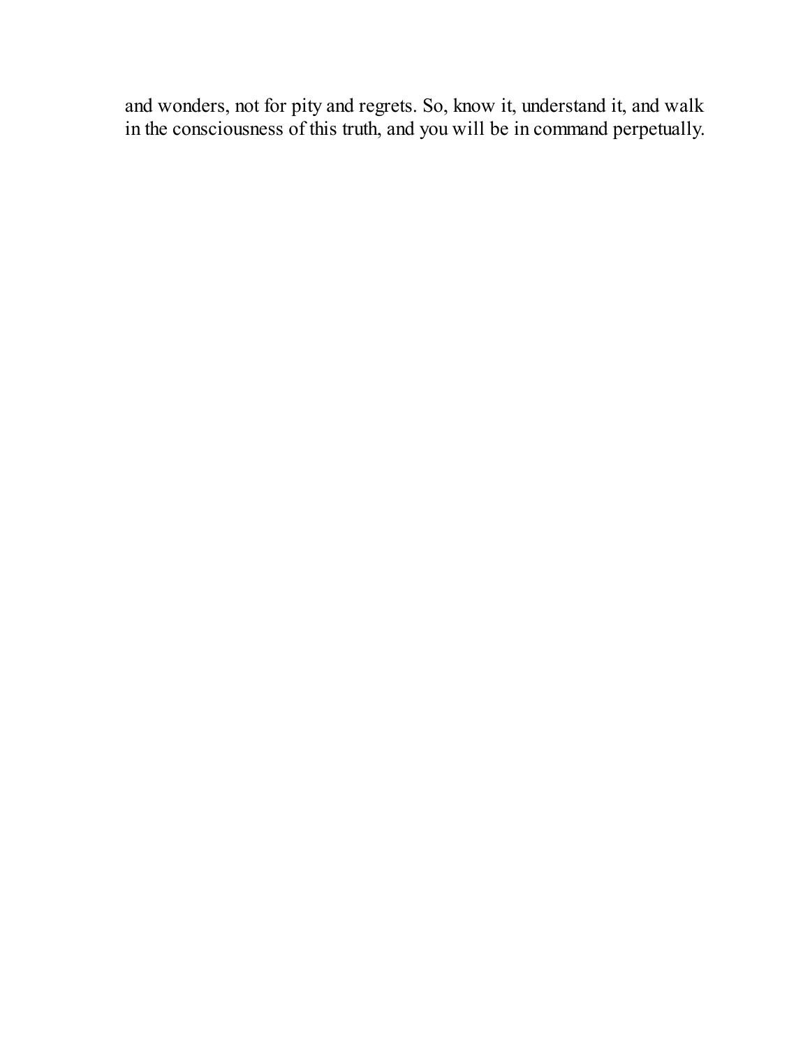and wonders, not for pity and regrets. So, know it, understand it, and walk in the consciousness of this truth, and you will be in command perpetually.